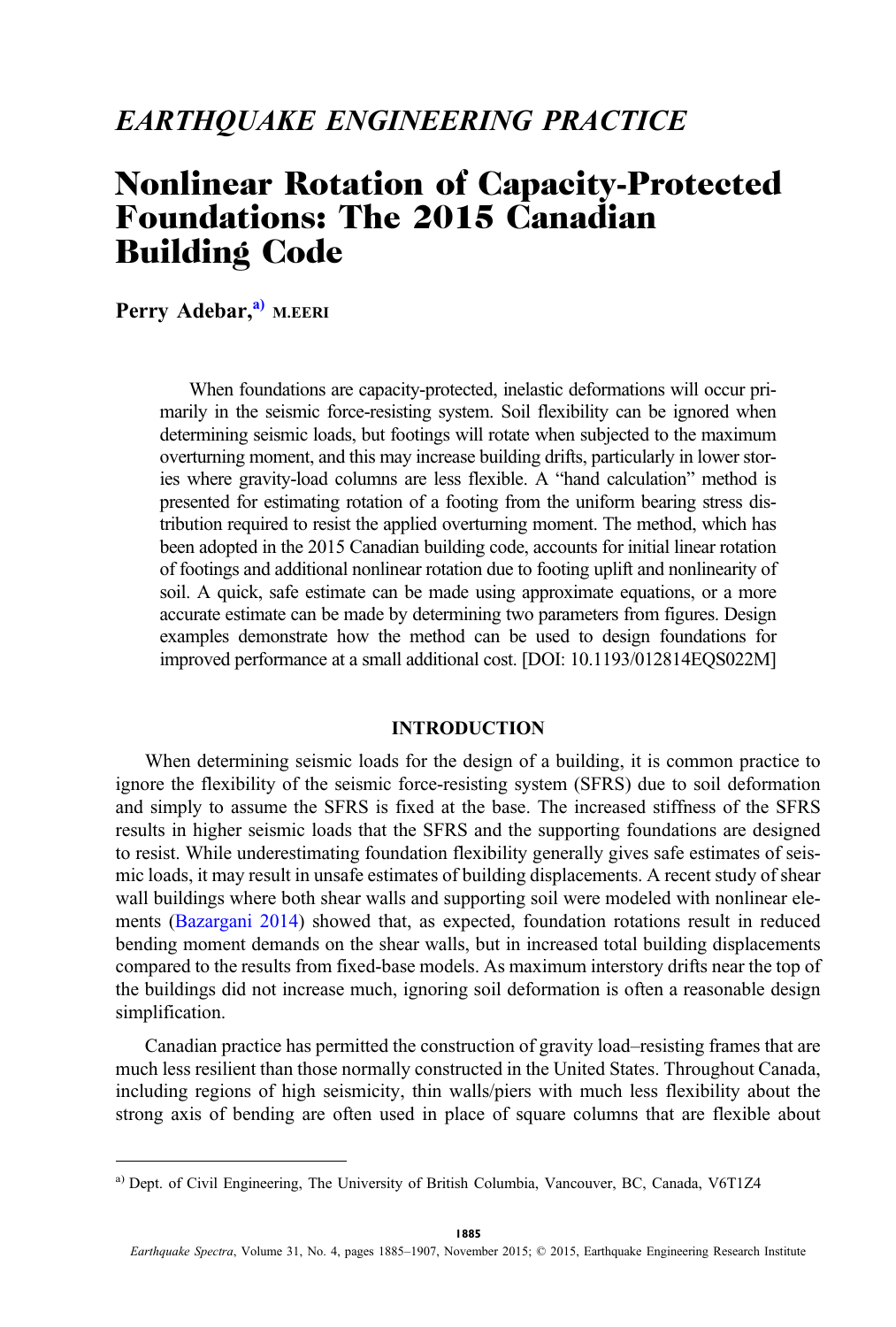*EARTHQUAKE ENGINEERING PRACTICE*

# Nonlinear Rotation of Capacity-Protected Foundations: The 2015 Canadian Building Code

**Perry Adebar,**[a] M.EERI

> When foundations are capacity-protected, inelastic deformations will occur primarily in the seismic force-resisting system. Soil flexibility can be ignored when determining seismic loads, but footings will rotate when subjected to the maximum overturning moment, and this may increase building drifts, particularly in lower stories where gravity-load columns are less flexible. A "hand calculation" method is presented for estimating rotation of a footing from the uniform bearing stress distribution required to resist the applied overturning moment. The method, which has been adopted in the 2015 Canadian building code, accounts for initial linear rotation of footings and additional nonlinear rotation due to footing uplift and nonlinearity of soil. A quick, safe estimate can be made using approximate equations, or a more accurate estimate can be made by determining two parameters from figures. Design examples demonstrate how the method can be used to design foundations for improved performance at a small additional cost. [DOI: 10.1193/012814EQS022M]

## INTRODUCTION

When determining seismic loads for the design of a building, it is common practice to ignore the flexibility of the seismic force-resisting system (SFRS) due to soil deformation and simply to assume the SFRS is fixed at the base. The increased stiffness of the SFRS results in higher seismic loads that the SFRS and the supporting foundations are designed to resist. While underestimating foundation flexibility generally gives safe estimates of seismic loads, it may result in unsafe estimates of building displacements. A recent study of shear wall buildings where both shear walls and supporting soil were modeled with nonlinear elements (Bazargani 2014) showed that, as expected, foundation rotations result in reduced bending moment demands on the shear walls, but in increased total building displacements compared to the results from fixed-base models. As maximum interstory drifts near the top of the buildings did not increase much, ignoring soil deformation is often a reasonable design simplification.

Canadian practice has permitted the construction of gravity load–resisting frames that are much less resilient than those normally constructed in the United States. Throughout Canada, including regions of high seismicity, thin walls/piers with much less flexibility about the strong axis of bending are often used in place of square columns that are flexible about

---

[a] Dept. of Civil Engineering, The University of British Columbia, Vancouver, BC, Canada, V6T1Z4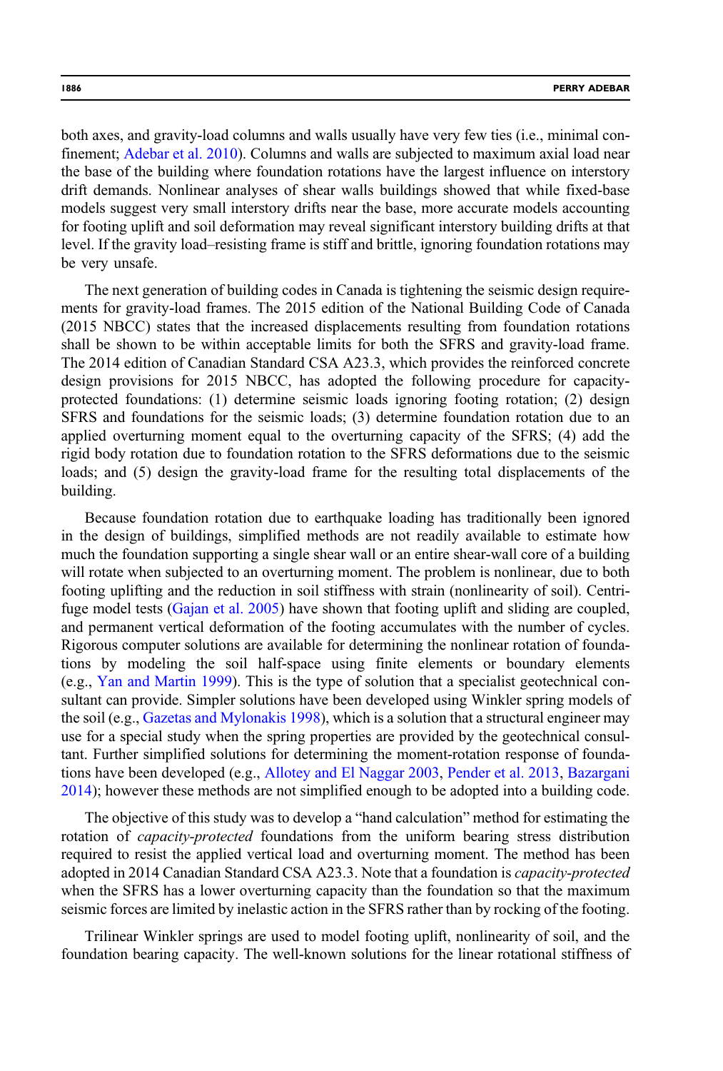both axes, and gravity-load columns and walls usually have very few ties (i.e., minimal confinement; Adebar et al. 2010). Columns and walls are subjected to maximum axial load near the base of the building where foundation rotations have the largest influence on interstory drift demands. Nonlinear analyses of shear walls buildings showed that while fixed-base models suggest very small interstory drifts near the base, more accurate models accounting for footing uplift and soil deformation may reveal significant interstory building drifts at that level. If the gravity load–resisting frame is stiff and brittle, ignoring foundation rotations may be very unsafe.

The next generation of building codes in Canada is tightening the seismic design requirements for gravity-load frames. The 2015 edition of the National Building Code of Canada (2015 NBCC) states that the increased displacements resulting from foundation rotations shall be shown to be within acceptable limits for both the SFRS and gravity-load frame. The 2014 edition of Canadian Standard CSA A23.3, which provides the reinforced concrete design provisions for 2015 NBCC, has adopted the following procedure for capacity-protected foundations: (1) determine seismic loads ignoring footing rotation; (2) design SFRS and foundations for the seismic loads; (3) determine foundation rotation due to an applied overturning moment equal to the overturning capacity of the SFRS; (4) add the rigid body rotation due to foundation rotation to the SFRS deformations due to the seismic loads; and (5) design the gravity-load frame for the resulting total displacements of the building.

Because foundation rotation due to earthquake loading has traditionally been ignored in the design of buildings, simplified methods are not readily available to estimate how much the foundation supporting a single shear wall or an entire shear-wall core of a building will rotate when subjected to an overturning moment. The problem is nonlinear, due to both footing uplifting and the reduction in soil stiffness with strain (nonlinearity of soil). Centrifuge model tests (Gajan et al. 2005) have shown that footing uplift and sliding are coupled, and permanent vertical deformation of the footing accumulates with the number of cycles. Rigorous computer solutions are available for determining the nonlinear rotation of foundations by modeling the soil half-space using finite elements or boundary elements (e.g., Yan and Martin 1999). This is the type of solution that a specialist geotechnical consultant can provide. Simpler solutions have been developed using Winkler spring models of the soil (e.g., Gazetas and Mylonakis 1998), which is a solution that a structural engineer may use for a special study when the spring properties are provided by the geotechnical consultant. Further simplified solutions for determining the moment-rotation response of foundations have been developed (e.g., Allotey and El Naggar 2003, Pender et al. 2013, Bazargani 2014); however these methods are not simplified enough to be adopted into a building code.

The objective of this study was to develop a "hand calculation" method for estimating the rotation of *capacity-protected* foundations from the uniform bearing stress distribution required to resist the applied vertical load and overturning moment. The method has been adopted in 2014 Canadian Standard CSA A23.3. Note that a foundation is *capacity-protected* when the SFRS has a lower overturning capacity than the foundation so that the maximum seismic forces are limited by inelastic action in the SFRS rather than by rocking of the footing.

Trilinear Winkler springs are used to model footing uplift, nonlinearity of soil, and the foundation bearing capacity. The well-known solutions for the linear rotational stiffness of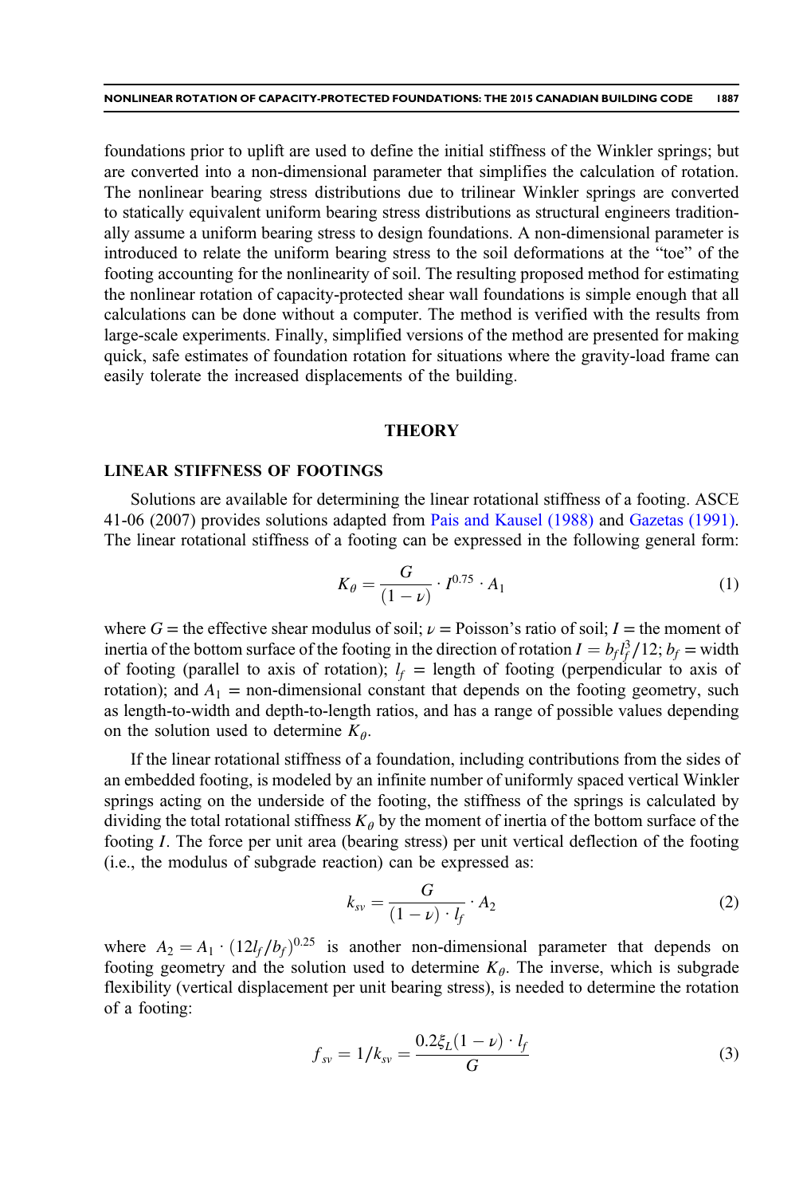foundations prior to uplift are used to define the initial stiffness of the Winkler springs; but are converted into a non-dimensional parameter that simplifies the calculation of rotation. The nonlinear bearing stress distributions due to trilinear Winkler springs are converted to statically equivalent uniform bearing stress distributions as structural engineers traditionally assume a uniform bearing stress to design foundations. A non-dimensional parameter is introduced to relate the uniform bearing stress to the soil deformations at the "toe" of the footing accounting for the nonlinearity of soil. The resulting proposed method for estimating the nonlinear rotation of capacity-protected shear wall foundations is simple enough that all calculations can be done without a computer. The method is verified with the results from large-scale experiments. Finally, simplified versions of the method are presented for making quick, safe estimates of foundation rotation for situations where the gravity-load frame can easily tolerate the increased displacements of the building.

## THEORY

### LINEAR STIFFNESS OF FOOTINGS

Solutions are available for determining the linear rotational stiffness of a footing. ASCE 41-06 (2007) provides solutions adapted from Pais and Kausel (1988) and Gazetas (1991). The linear rotational stiffness of a footing can be expressed in the following general form:

$$K_\theta = \frac{G}{(1-\nu)} \cdot I^{0.75} \cdot A_1 \tag{1}$$

where $G$ = the effective shear modulus of soil; $\nu$ = Poisson's ratio of soil; $I$ = the moment of inertia of the bottom surface of the footing in the direction of rotation $I = b_f l_f^3/12$; $b_f$ = width of footing (parallel to axis of rotation); $l_f$ = length of footing (perpendicular to axis of rotation); and $A_1$ = non-dimensional constant that depends on the footing geometry, such as length-to-width and depth-to-length ratios, and has a range of possible values depending on the solution used to determine $K_\theta$.

If the linear rotational stiffness of a foundation, including contributions from the sides of an embedded footing, is modeled by an infinite number of uniformly spaced vertical Winkler springs acting on the underside of the footing, the stiffness of the springs is calculated by dividing the total rotational stiffness $K_\theta$ by the moment of inertia of the bottom surface of the footing $I$. The force per unit area (bearing stress) per unit vertical deflection of the footing (i.e., the modulus of subgrade reaction) can be expressed as:

$$k_{sv} = \frac{G}{(1-\nu) \cdot l_f} \cdot A_2 \tag{2}$$

where $A_2 = A_1 \cdot (12 l_f/b_f)^{0.25}$ is another non-dimensional parameter that depends on footing geometry and the solution used to determine $K_\theta$. The inverse, which is subgrade flexibility (vertical displacement per unit bearing stress), is needed to determine the rotation of a footing:

$$f_{sv} = 1/k_{sv} = \frac{0.2\xi_L(1-\nu) \cdot l_f}{G} \tag{3}$$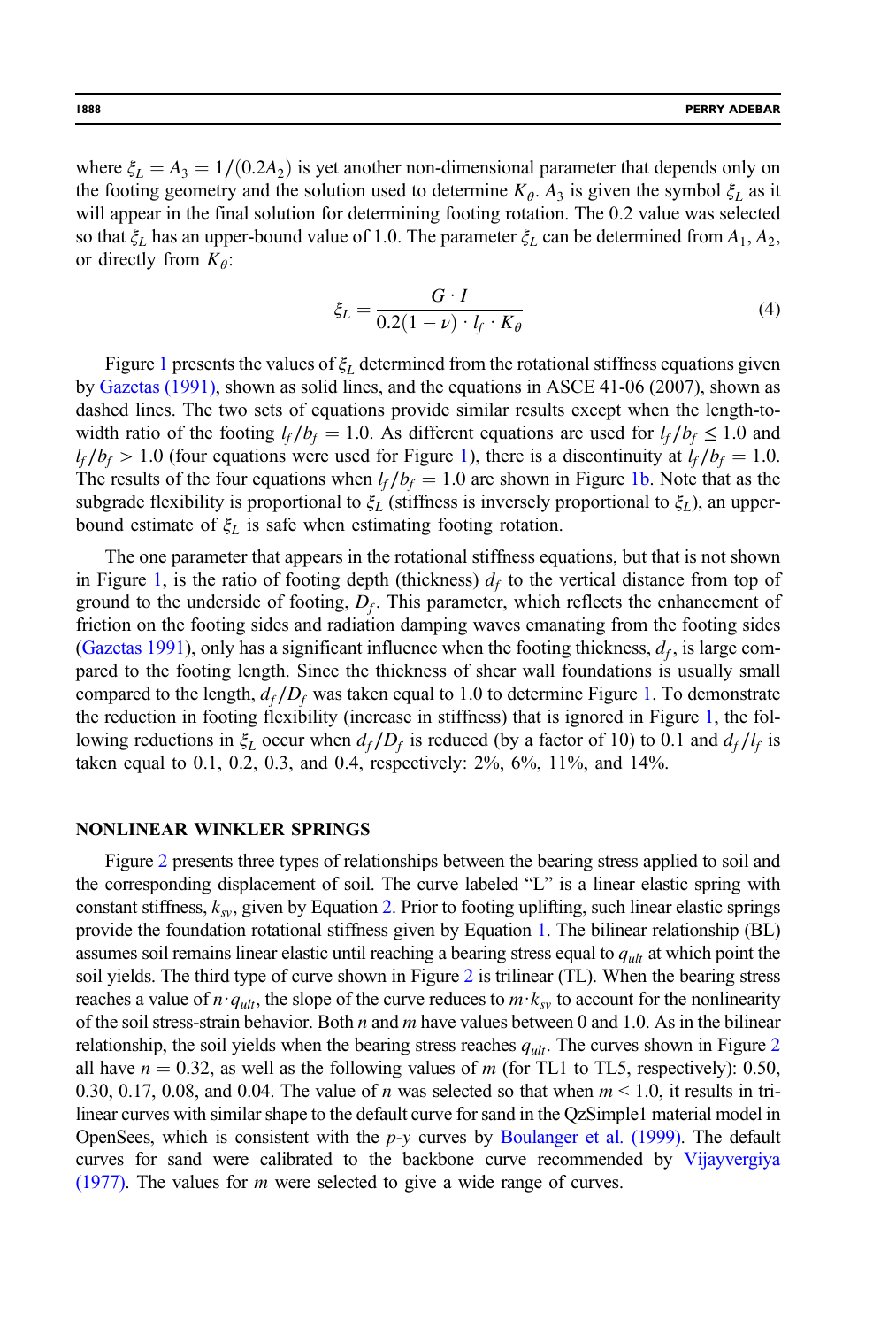where $\xi_L = A_3 = 1/(0.2A_2)$ is yet another non-dimensional parameter that depends only on the footing geometry and the solution used to determine $K_\theta$. $A_3$ is given the symbol $\xi_L$ as it will appear in the final solution for determining footing rotation. The 0.2 value was selected so that $\xi_L$ has an upper-bound value of 1.0. The parameter $\xi_L$ can be determined from $A_1$, $A_2$, or directly from $K_\theta$:

$$\xi_L = \frac{G \cdot I}{0.2(1-\nu) \cdot l_f \cdot K_\theta} \tag{4}$$

Figure 1 presents the values of $\xi_L$ determined from the rotational stiffness equations given by Gazetas (1991), shown as solid lines, and the equations in ASCE 41-06 (2007), shown as dashed lines. The two sets of equations provide similar results except when the length-to-width ratio of the footing $l_f/b_f = 1.0$. As different equations are used for $l_f/b_f \leq 1.0$ and $l_f/b_f > 1.0$ (four equations were used for Figure 1), there is a discontinuity at $l_f/b_f = 1.0$. The results of the four equations when $l_f/b_f = 1.0$ are shown in Figure 1b. Note that as the subgrade flexibility is proportional to $\xi_L$ (stiffness is inversely proportional to $\xi_L$), an upper-bound estimate of $\xi_L$ is safe when estimating footing rotation.

The one parameter that appears in the rotational stiffness equations, but that is not shown in Figure 1, is the ratio of footing depth (thickness) $d_f$ to the vertical distance from top of ground to the underside of footing, $D_f$. This parameter, which reflects the enhancement of friction on the footing sides and radiation damping waves emanating from the footing sides (Gazetas 1991), only has a significant influence when the footing thickness, $d_f$, is large compared to the footing length. Since the thickness of shear wall foundations is usually small compared to the length, $d_f/D_f$ was taken equal to 1.0 to determine Figure 1. To demonstrate the reduction in footing flexibility (increase in stiffness) that is ignored in Figure 1, the following reductions in $\xi_L$ occur when $d_f/D_f$ is reduced (by a factor of 10) to 0.1 and $d_f/l_f$ is taken equal to 0.1, 0.2, 0.3, and 0.4, respectively: 2%, 6%, 11%, and 14%.

## NONLINEAR WINKLER SPRINGS

Figure 2 presents three types of relationships between the bearing stress applied to soil and the corresponding displacement of soil. The curve labeled "L" is a linear elastic spring with constant stiffness, $k_{sv}$, given by Equation 2. Prior to footing uplifting, such linear elastic springs provide the foundation rotational stiffness given by Equation 1. The bilinear relationship (BL) assumes soil remains linear elastic until reaching a bearing stress equal to $q_{ult}$ at which point the soil yields. The third type of curve shown in Figure 2 is trilinear (TL). When the bearing stress reaches a value of $n \cdot q_{ult}$, the slope of the curve reduces to $m \cdot k_{sv}$ to account for the nonlinearity of the soil stress-strain behavior. Both $n$ and $m$ have values between 0 and 1.0. As in the bilinear relationship, the soil yields when the bearing stress reaches $q_{ult}$. The curves shown in Figure 2 all have $n = 0.32$, as well as the following values of $m$ (for TL1 to TL5, respectively): 0.50, 0.30, 0.17, 0.08, and 0.04. The value of $n$ was selected so that when $m < 1.0$, it results in trilinear curves with similar shape to the default curve for sand in the QzSimple1 material model in OpenSees, which is consistent with the *p-y* curves by Boulanger et al. (1999). The default curves for sand were calibrated to the backbone curve recommended by Vijayvergiya (1977). The values for $m$ were selected to give a wide range of curves.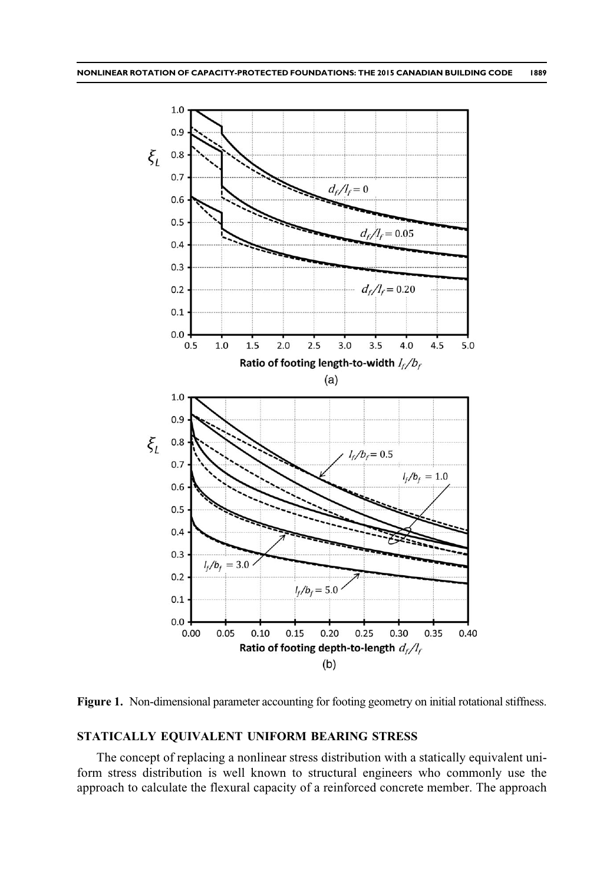Figure 1. Non-dimensional parameter accounting for footing geometry on initial rotational stiffness.

## STATICALLY EQUIVALENT UNIFORM BEARING STRESS

The concept of replacing a nonlinear stress distribution with a statically equivalent uniform stress distribution is well known to structural engineers who commonly use the approach to calculate the flexural capacity of a reinforced concrete member. The approach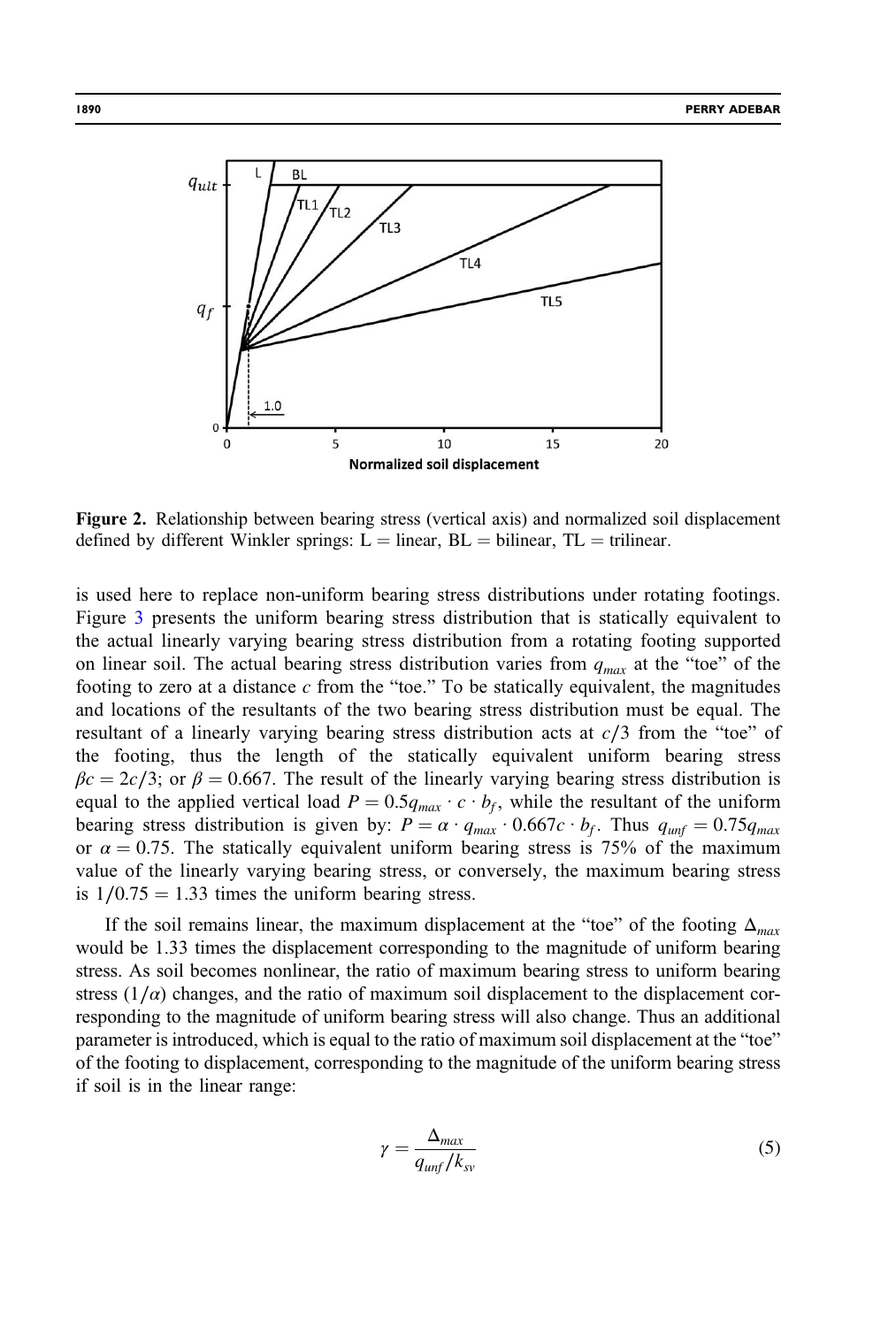**Figure 2.** Relationship between bearing stress (vertical axis) and normalized soil displacement defined by different Winkler springs: L = linear, BL = bilinear, TL = trilinear.

is used here to replace non-uniform bearing stress distributions under rotating footings. Figure 3 presents the uniform bearing stress distribution that is statically equivalent to the actual linearly varying bearing stress distribution from a rotating footing supported on linear soil. The actual bearing stress distribution varies from $q_{max}$ at the "toe" of the footing to zero at a distance $c$ from the "toe." To be statically equivalent, the magnitudes and locations of the resultants of the two bearing stress distribution must be equal. The resultant of a linearly varying bearing stress distribution acts at $c/3$ from the "toe" of the footing, thus the length of the statically equivalent uniform bearing stress $\beta c = 2c/3$; or $\beta = 0.667$. The result of the linearly varying bearing stress distribution is equal to the applied vertical load $P = 0.5 q_{max} \cdot c \cdot b_f$, while the resultant of the uniform bearing stress distribution is given by: $P = \alpha \cdot q_{max} \cdot 0.667c \cdot b_f$. Thus $q_{unf} = 0.75 q_{max}$ or $\alpha = 0.75$. The statically equivalent uniform bearing stress is 75% of the maximum value of the linearly varying bearing stress, or conversely, the maximum bearing stress is $1/0.75 = 1.33$ times the uniform bearing stress.

If the soil remains linear, the maximum displacement at the "toe" of the footing $\Delta_{max}$ would be 1.33 times the displacement corresponding to the magnitude of uniform bearing stress. As soil becomes nonlinear, the ratio of maximum bearing stress to uniform bearing stress ($1/\alpha$) changes, and the ratio of maximum soil displacement to the displacement corresponding to the magnitude of uniform bearing stress will also change. Thus an additional parameter is introduced, which is equal to the ratio of maximum soil displacement at the "toe" of the footing to displacement, corresponding to the magnitude of the uniform bearing stress if soil is in the linear range:

$$\gamma = \frac{\Delta_{max}}{q_{unf}/k_{sv}} \tag{5}$$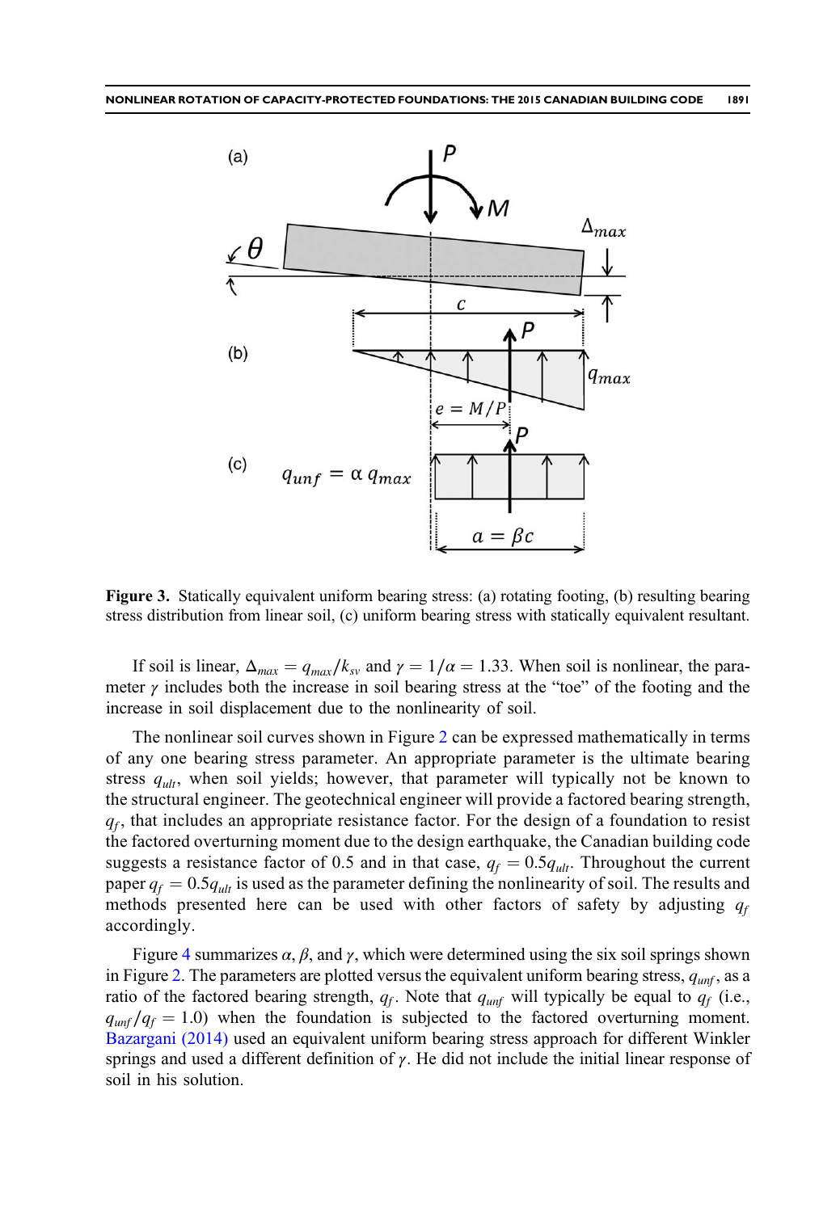**Figure 3.** Statically equivalent uniform bearing stress: (a) rotating footing, (b) resulting bearing stress distribution from linear soil, (c) uniform bearing stress with statically equivalent resultant.

If soil is linear, $\Delta_{max} = q_{max}/k_{sv}$ and $\gamma = 1/\alpha = 1.33$. When soil is nonlinear, the parameter $\gamma$ includes both the increase in soil bearing stress at the "toe" of the footing and the increase in soil displacement due to the nonlinearity of soil.

The nonlinear soil curves shown in Figure 2 can be expressed mathematically in terms of any one bearing stress parameter. An appropriate parameter is the ultimate bearing stress $q_{ult}$, when soil yields; however, that parameter will typically not be known to the structural engineer. The geotechnical engineer will provide a factored bearing strength, $q_f$, that includes an appropriate resistance factor. For the design of a foundation to resist the factored overturning moment due to the design earthquake, the Canadian building code suggests a resistance factor of 0.5 and in that case, $q_f = 0.5q_{ult}$. Throughout the current paper $q_f = 0.5q_{ult}$ is used as the parameter defining the nonlinearity of soil. The results and methods presented here can be used with other factors of safety by adjusting $q_f$ accordingly.

Figure 4 summarizes $\alpha$, $\beta$, and $\gamma$, which were determined using the six soil springs shown in Figure 2. The parameters are plotted versus the equivalent uniform bearing stress, $q_{unf}$, as a ratio of the factored bearing strength, $q_f$. Note that $q_{unf}$ will typically be equal to $q_f$ (i.e., $q_{unf}/q_f = 1.0$) when the foundation is subjected to the factored overturning moment. Bazargani (2014) used an equivalent uniform bearing stress approach for different Winkler springs and used a different definition of $\gamma$. He did not include the initial linear response of soil in his solution.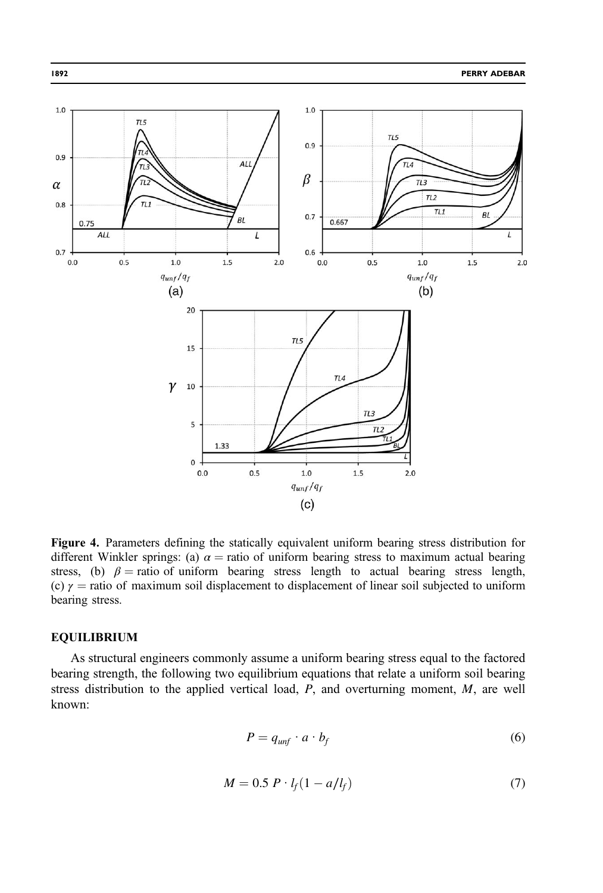**Figure 4.** Parameters defining the statically equivalent uniform bearing stress distribution for different Winkler springs: (a) $\alpha$ = ratio of uniform bearing stress to maximum actual bearing stress, (b) $\beta$ = ratio of uniform bearing stress length to actual bearing stress length, (c) $\gamma$ = ratio of maximum soil displacement to displacement of linear soil subjected to uniform bearing stress.

## EQUILIBRIUM

As structural engineers commonly assume a uniform bearing stress equal to the factored bearing strength, the following two equilibrium equations that relate a uniform soil bearing stress distribution to the applied vertical load, $P$, and overturning moment, $M$, are well known:

$$P = q_{unf} \cdot a \cdot b_f \tag{6}$$

$$M = 0.5\, P \cdot l_f (1 - a/l_f) \tag{7}$$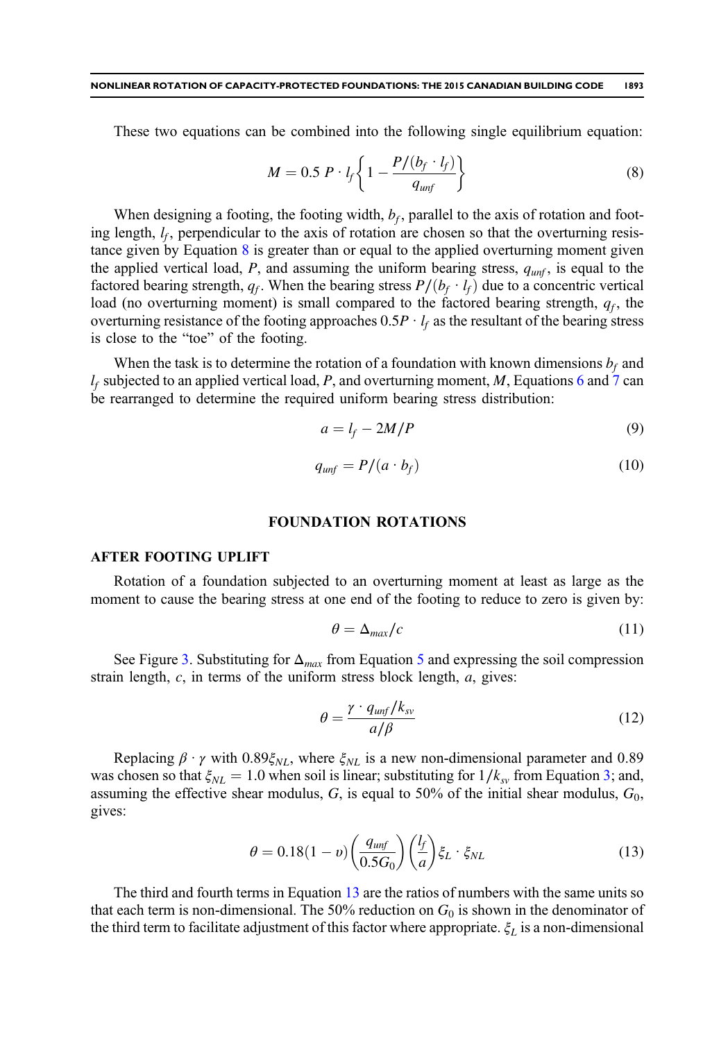These two equations can be combined into the following single equilibrium equation:

$$M = 0.5\ P \cdot l_f \left\{ 1 - \frac{P/(b_f \cdot l_f)}{q_{unf}} \right\} \tag{8}$$

When designing a footing, the footing width, $b_f$, parallel to the axis of rotation and footing length, $l_f$, perpendicular to the axis of rotation are chosen so that the overturning resistance given by Equation 8 is greater than or equal to the applied overturning moment given the applied vertical load, $P$, and assuming the uniform bearing stress, $q_{unf}$, is equal to the factored bearing strength, $q_f$. When the bearing stress $P/(b_f \cdot l_f)$ due to a concentric vertical load (no overturning moment) is small compared to the factored bearing strength, $q_f$, the overturning resistance of the footing approaches $0.5P \cdot l_f$ as the resultant of the bearing stress is close to the "toe" of the footing.

When the task is to determine the rotation of a foundation with known dimensions $b_f$ and $l_f$ subjected to an applied vertical load, $P$, and overturning moment, $M$, Equations 6 and 7 can be rearranged to determine the required uniform bearing stress distribution:

$$a = l_f - 2M/P \tag{9}$$

$$q_{unf} = P/(a \cdot b_f) \tag{10}$$

## FOUNDATION ROTATIONS

### AFTER FOOTING UPLIFT

Rotation of a foundation subjected to an overturning moment at least as large as the moment to cause the bearing stress at one end of the footing to reduce to zero is given by:

$$\theta = \Delta_{max}/c \tag{11}$$

See Figure 3. Substituting for $\Delta_{max}$ from Equation 5 and expressing the soil compression strain length, $c$, in terms of the uniform stress block length, $a$, gives:

$$\theta = \frac{\gamma \cdot q_{unf}/k_{sv}}{a/\beta} \tag{12}$$

Replacing $\beta \cdot \gamma$ with $0.89\xi_{NL}$, where $\xi_{NL}$ is a new non-dimensional parameter and 0.89 was chosen so that $\xi_{NL} = 1.0$ when soil is linear; substituting for $1/k_{sv}$ from Equation 3; and, assuming the effective shear modulus, $G$, is equal to 50% of the initial shear modulus, $G_0$, gives:

$$\theta = 0.18(1 - \upsilon)\left(\frac{q_{unf}}{0.5G_0}\right)\left(\frac{l_f}{a}\right)\xi_L \cdot \xi_{NL} \tag{13}$$

The third and fourth terms in Equation 13 are the ratios of numbers with the same units so that each term is non-dimensional. The 50% reduction on $G_0$ is shown in the denominator of the third term to facilitate adjustment of this factor where appropriate. $\xi_L$ is a non-dimensional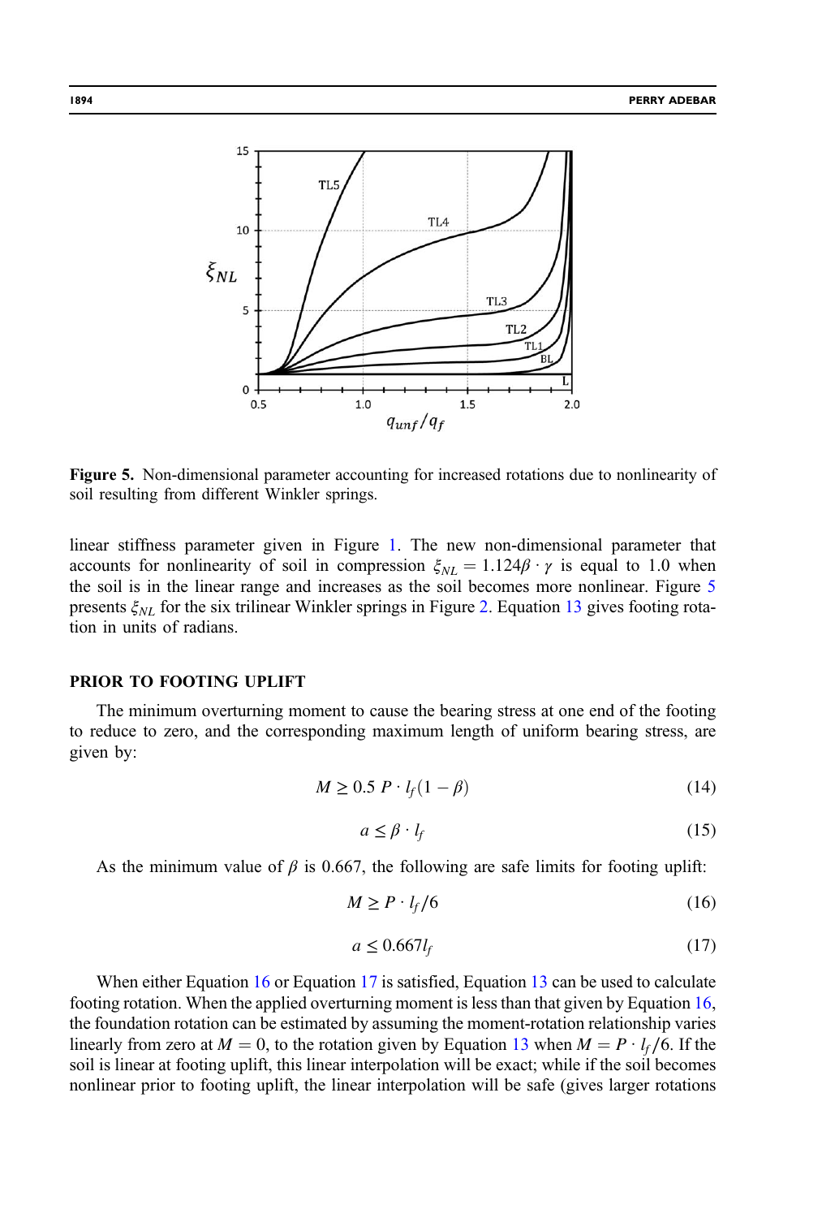**Figure 5.** Non-dimensional parameter accounting for increased rotations due to nonlinearity of soil resulting from different Winkler springs.

linear stiffness parameter given in Figure 1. The new non-dimensional parameter that accounts for nonlinearity of soil in compression $\xi_{NL} = 1.124\beta \cdot \gamma$ is equal to 1.0 when the soil is in the linear range and increases as the soil becomes more nonlinear. Figure 5 presents $\xi_{NL}$ for the six trilinear Winkler springs in Figure 2. Equation 13 gives footing rotation in units of radians.

## PRIOR TO FOOTING UPLIFT

The minimum overturning moment to cause the bearing stress at one end of the footing to reduce to zero, and the corresponding maximum length of uniform bearing stress, are given by:

$$M \geq 0.5\ P \cdot l_f(1 - \beta) \tag{14}$$

$$a \leq \beta \cdot l_f \tag{15}$$

As the minimum value of $\beta$ is 0.667, the following are safe limits for footing uplift:

$$M \geq P \cdot l_f/6 \tag{16}$$

$$a \leq 0.667 l_f \tag{17}$$

When either Equation 16 or Equation 17 is satisfied, Equation 13 can be used to calculate footing rotation. When the applied overturning moment is less than that given by Equation 16, the foundation rotation can be estimated by assuming the moment-rotation relationship varies linearly from zero at $M = 0$, to the rotation given by Equation 13 when $M = P \cdot l_f/6$. If the soil is linear at footing uplift, this linear interpolation will be exact; while if the soil becomes nonlinear prior to footing uplift, the linear interpolation will be safe (gives larger rotations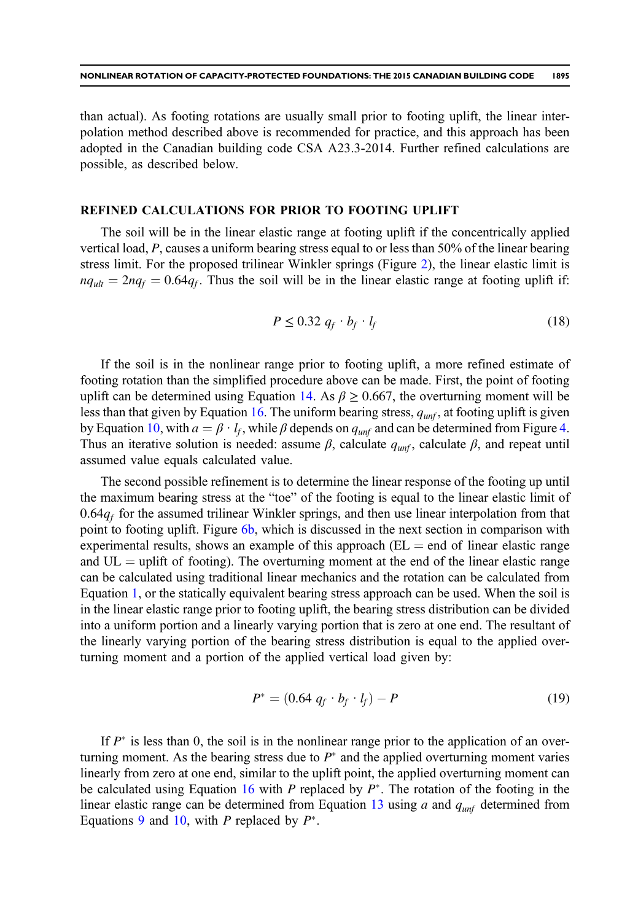than actual). As footing rotations are usually small prior to footing uplift, the linear interpolation method described above is recommended for practice, and this approach has been adopted in the Canadian building code CSA A23.3-2014. Further refined calculations are possible, as described below.

## REFINED CALCULATIONS FOR PRIOR TO FOOTING UPLIFT

The soil will be in the linear elastic range at footing uplift if the concentrically applied vertical load, $P$, causes a uniform bearing stress equal to or less than 50% of the linear bearing stress limit. For the proposed trilinear Winkler springs (Figure 2), the linear elastic limit is $nq_{ult} = 2nq_f = 0.64q_f$. Thus the soil will be in the linear elastic range at footing uplift if:

$$P \leq 0.32\ q_f \cdot b_f \cdot l_f \tag{18}$$

If the soil is in the nonlinear range prior to footing uplift, a more refined estimate of footing rotation than the simplified procedure above can be made. First, the point of footing uplift can be determined using Equation 14. As $\beta \geq 0.667$, the overturning moment will be less than that given by Equation 16. The uniform bearing stress, $q_{unf}$, at footing uplift is given by Equation 10, with $a = \beta \cdot l_f$, while $\beta$ depends on $q_{unf}$ and can be determined from Figure 4. Thus an iterative solution is needed: assume $\beta$, calculate $q_{unf}$, calculate $\beta$, and repeat until assumed value equals calculated value.

The second possible refinement is to determine the linear response of the footing up until the maximum bearing stress at the "toe" of the footing is equal to the linear elastic limit of $0.64q_f$ for the assumed trilinear Winkler springs, and then use linear interpolation from that point to footing uplift. Figure 6b, which is discussed in the next section in comparison with experimental results, shows an example of this approach (EL = end of linear elastic range and UL = uplift of footing). The overturning moment at the end of the linear elastic range can be calculated using traditional linear mechanics and the rotation can be calculated from Equation 1, or the statically equivalent bearing stress approach can be used. When the soil is in the linear elastic range prior to footing uplift, the bearing stress distribution can be divided into a uniform portion and a linearly varying portion that is zero at one end. The resultant of the linearly varying portion of the bearing stress distribution is equal to the applied overturning moment and a portion of the applied vertical load given by:

$$P^* = (0.64\ q_f \cdot b_f \cdot l_f) - P \tag{19}$$

If $P^*$ is less than 0, the soil is in the nonlinear range prior to the application of an overturning moment. As the bearing stress due to $P^*$ and the applied overturning moment varies linearly from zero at one end, similar to the uplift point, the applied overturning moment can be calculated using Equation 16 with $P$ replaced by $P^*$. The rotation of the footing in the linear elastic range can be determined from Equation 13 using $a$ and $q_{unf}$ determined from Equations 9 and 10, with $P$ replaced by $P^*$.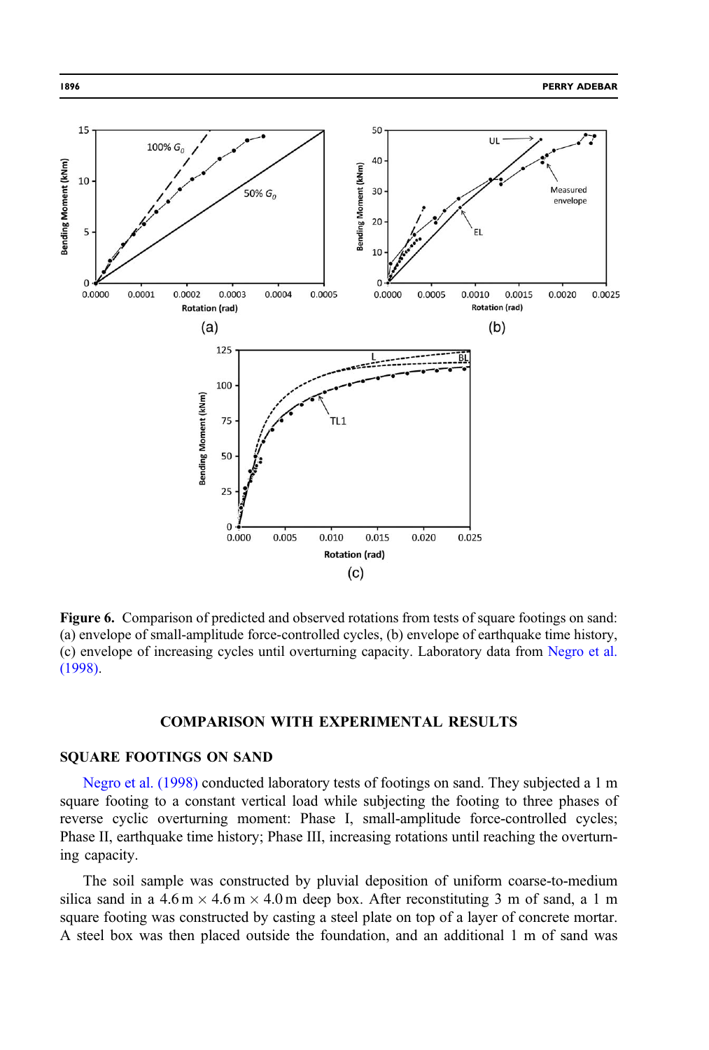**Figure 6.** Comparison of predicted and observed rotations from tests of square footings on sand: (a) envelope of small-amplitude force-controlled cycles, (b) envelope of earthquake time history, (c) envelope of increasing cycles until overturning capacity. Laboratory data from Negro et al. (1998).

## COMPARISON WITH EXPERIMENTAL RESULTS

### SQUARE FOOTINGS ON SAND

Negro et al. (1998) conducted laboratory tests of footings on sand. They subjected a 1 m square footing to a constant vertical load while subjecting the footing to three phases of reverse cyclic overturning moment: Phase I, small-amplitude force-controlled cycles; Phase II, earthquake time history; Phase III, increasing rotations until reaching the overturning capacity.

The soil sample was constructed by pluvial deposition of uniform coarse-to-medium silica sand in a 4.6 m × 4.6 m × 4.0 m deep box. After reconstituting 3 m of sand, a 1 m square footing was constructed by casting a steel plate on top of a layer of concrete mortar. A steel box was then placed outside the foundation, and an additional 1 m of sand was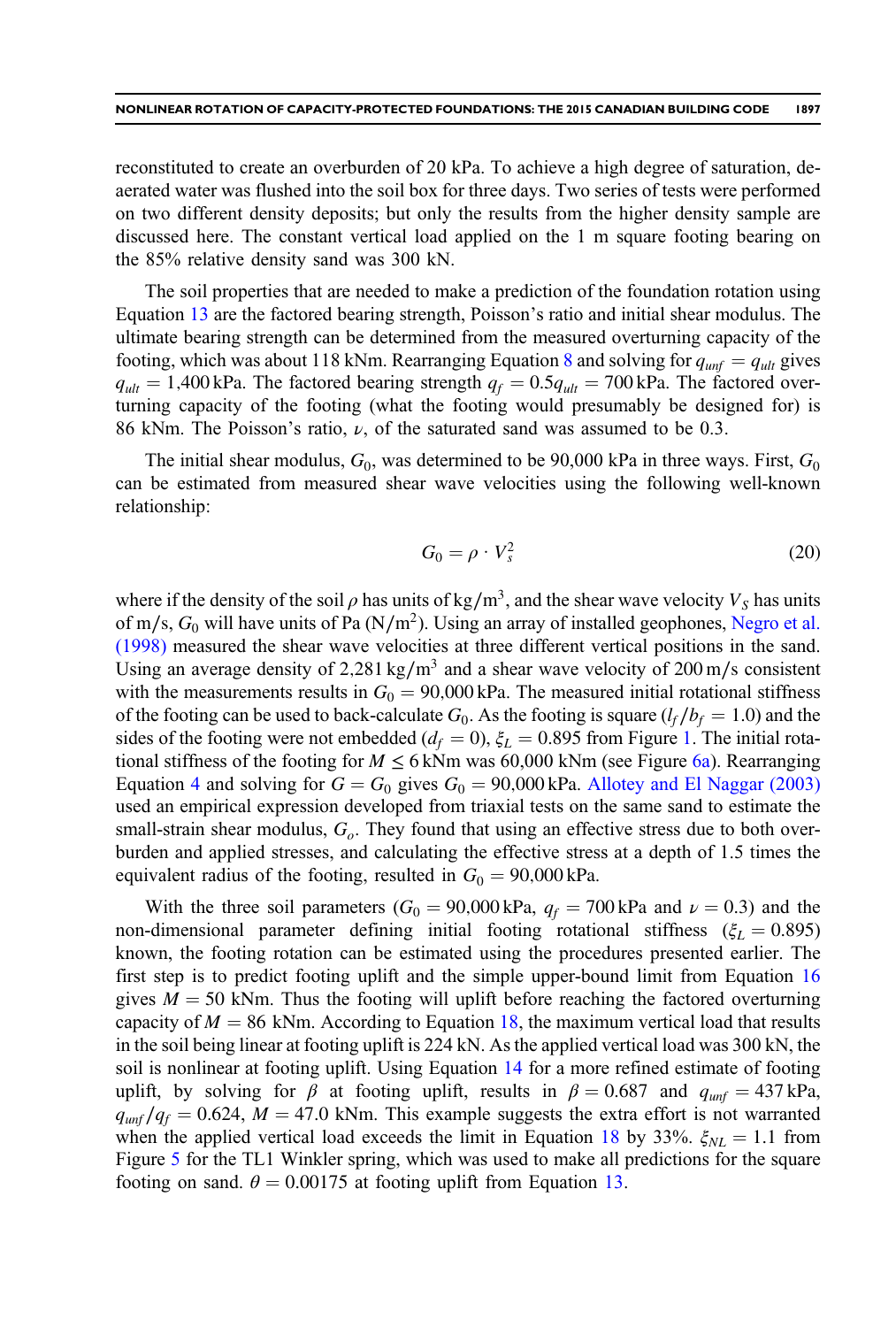reconstituted to create an overburden of 20 kPa. To achieve a high degree of saturation, de-aerated water was flushed into the soil box for three days. Two series of tests were performed on two different density deposits; but only the results from the higher density sample are discussed here. The constant vertical load applied on the 1 m square footing bearing on the 85% relative density sand was 300 kN.

The soil properties that are needed to make a prediction of the foundation rotation using Equation 13 are the factored bearing strength, Poisson's ratio and initial shear modulus. The ultimate bearing strength can be determined from the measured overturning capacity of the footing, which was about 118 kNm. Rearranging Equation 8 and solving for $q_{unf} = q_{ult}$ gives $q_{ult} = 1{,}400$ kPa. The factored bearing strength $q_f = 0.5q_{ult} = 700$ kPa. The factored overturning capacity of the footing (what the footing would presumably be designed for) is 86 kNm. The Poisson's ratio, $\nu$, of the saturated sand was assumed to be 0.3.

The initial shear modulus, $G_0$, was determined to be 90,000 kPa in three ways. First, $G_0$ can be estimated from measured shear wave velocities using the following well-known relationship:

$$G_0 = \rho \cdot V_s^2 \tag{20}$$

where if the density of the soil $\rho$ has units of $\mathrm{kg/m^3}$, and the shear wave velocity $V_S$ has units of m/s, $G_0$ will have units of Pa ($\mathrm{N/m^2}$). Using an array of installed geophones, Negro et al. (1998) measured the shear wave velocities at three different vertical positions in the sand. Using an average density of $2{,}281\ \mathrm{kg/m^3}$ and a shear wave velocity of 200 m/s consistent with the measurements results in $G_0 = 90{,}000$ kPa. The measured initial rotational stiffness of the footing can be used to back-calculate $G_0$. As the footing is square ($l_f/b_f = 1.0$) and the sides of the footing were not embedded ($d_f = 0$), $\xi_L = 0.895$ from Figure 1. The initial rotational stiffness of the footing for $M \leq 6$ kNm was 60,000 kNm (see Figure 6a). Rearranging Equation 4 and solving for $G = G_0$ gives $G_0 = 90{,}000$ kPa. Allotey and El Naggar (2003) used an empirical expression developed from triaxial tests on the same sand to estimate the small-strain shear modulus, $G_o$. They found that using an effective stress due to both overburden and applied stresses, and calculating the effective stress at a depth of 1.5 times the equivalent radius of the footing, resulted in $G_0 = 90{,}000$ kPa.

With the three soil parameters ($G_0 = 90{,}000$ kPa, $q_f = 700$ kPa and $\nu = 0.3$) and the non-dimensional parameter defining initial footing rotational stiffness ($\xi_L = 0.895$) known, the footing rotation can be estimated using the procedures presented earlier. The first step is to predict footing uplift and the simple upper-bound limit from Equation 16 gives $M = 50$ kNm. Thus the footing will uplift before reaching the factored overturning capacity of $M = 86$ kNm. According to Equation 18, the maximum vertical load that results in the soil being linear at footing uplift is 224 kN. As the applied vertical load was 300 kN, the soil is nonlinear at footing uplift. Using Equation 14 for a more refined estimate of footing uplift, by solving for $\beta$ at footing uplift, results in $\beta = 0.687$ and $q_{unf} = 437$ kPa, $q_{unf}/q_f = 0.624$, $M = 47.0$ kNm. This example suggests the extra effort is not warranted when the applied vertical load exceeds the limit in Equation 18 by 33%. $\xi_{NL} = 1.1$ from Figure 5 for the TL1 Winkler spring, which was used to make all predictions for the square footing on sand. $\theta = 0.00175$ at footing uplift from Equation 13.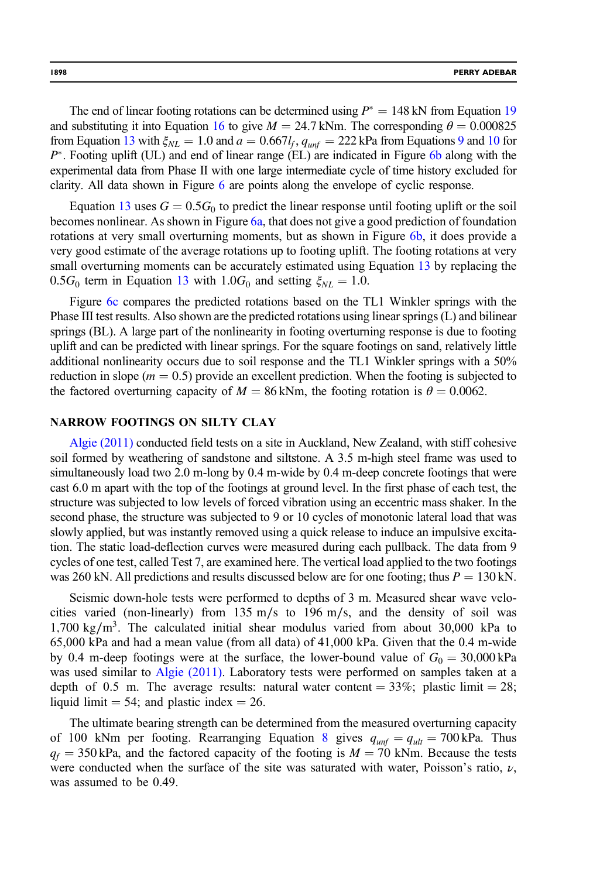The end of linear footing rotations can be determined using $P^* = 148$ kN from Equation 19 and substituting it into Equation 16 to give $M = 24.7$ kNm. The corresponding $\theta = 0.000825$ from Equation 13 with $\xi_{NL} = 1.0$ and $a = 0.667l_f$, $q_{unf} = 222$ kPa from Equations 9 and 10 for $P^*$. Footing uplift (UL) and end of linear range (EL) are indicated in Figure 6b along with the experimental data from Phase II with one large intermediate cycle of time history excluded for clarity. All data shown in Figure 6 are points along the envelope of cyclic response.

Equation 13 uses $G = 0.5G_0$ to predict the linear response until footing uplift or the soil becomes nonlinear. As shown in Figure 6a, that does not give a good prediction of foundation rotations at very small overturning moments, but as shown in Figure 6b, it does provide a very good estimate of the average rotations up to footing uplift. The footing rotations at very small overturning moments can be accurately estimated using Equation 13 by replacing the $0.5G_0$ term in Equation 13 with $1.0G_0$ and setting $\xi_{NL} = 1.0$.

Figure 6c compares the predicted rotations based on the TL1 Winkler springs with the Phase III test results. Also shown are the predicted rotations using linear springs (L) and bilinear springs (BL). A large part of the nonlinearity in footing overturning response is due to footing uplift and can be predicted with linear springs. For the square footings on sand, relatively little additional nonlinearity occurs due to soil response and the TL1 Winkler springs with a 50% reduction in slope ($m = 0.5$) provide an excellent prediction. When the footing is subjected to the factored overturning capacity of $M = 86$ kNm, the footing rotation is $\theta = 0.0062$.

## NARROW FOOTINGS ON SILTY CLAY

Algie (2011) conducted field tests on a site in Auckland, New Zealand, with stiff cohesive soil formed by weathering of sandstone and siltstone. A 3.5 m-high steel frame was used to simultaneously load two 2.0 m-long by 0.4 m-wide by 0.4 m-deep concrete footings that were cast 6.0 m apart with the top of the footings at ground level. In the first phase of each test, the structure was subjected to low levels of forced vibration using an eccentric mass shaker. In the second phase, the structure was subjected to 9 or 10 cycles of monotonic lateral load that was slowly applied, but was instantly removed using a quick release to induce an impulsive excitation. The static load-deflection curves were measured during each pullback. The data from 9 cycles of one test, called Test 7, are examined here. The vertical load applied to the two footings was 260 kN. All predictions and results discussed below are for one footing; thus $P = 130$ kN.

Seismic down-hole tests were performed to depths of 3 m. Measured shear wave velocities varied (non-linearly) from 135 m/s to 196 m/s, and the density of soil was 1,700 kg/m$^3$. The calculated initial shear modulus varied from about 30,000 kPa to 65,000 kPa and had a mean value (from all data) of 41,000 kPa. Given that the 0.4 m-wide by 0.4 m-deep footings were at the surface, the lower-bound value of $G_0 = 30{,}000$ kPa was used similar to Algie (2011). Laboratory tests were performed on samples taken at a depth of 0.5 m. The average results: natural water content = 33%; plastic limit = 28; liquid limit = 54; and plastic index = 26.

The ultimate bearing strength can be determined from the measured overturning capacity of 100 kNm per footing. Rearranging Equation 8 gives $q_{unf} = q_{ult} = 700$ kPa. Thus $q_f = 350$ kPa, and the factored capacity of the footing is $M = 70$ kNm. Because the tests were conducted when the surface of the site was saturated with water, Poisson's ratio, $\nu$, was assumed to be 0.49.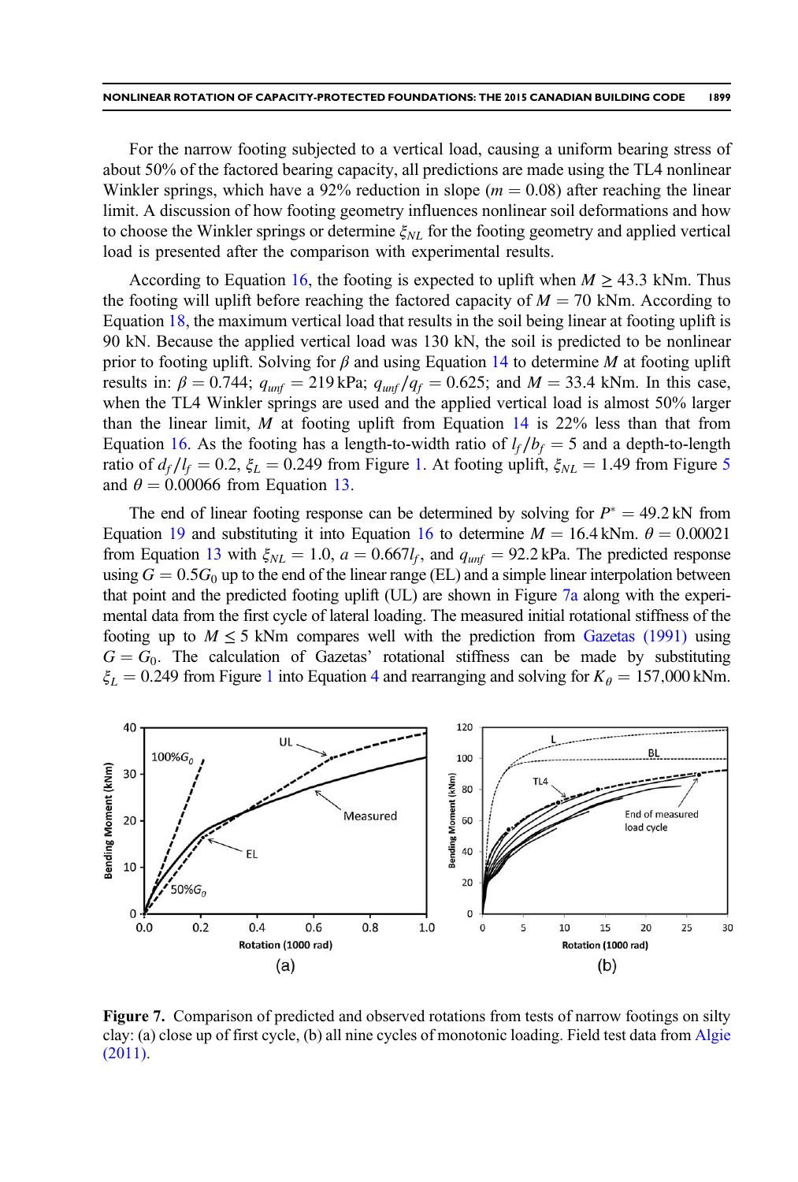For the narrow footing subjected to a vertical load, causing a uniform bearing stress of about 50% of the factored bearing capacity, all predictions are made using the TL4 nonlinear Winkler springs, which have a 92% reduction in slope ($m = 0.08$) after reaching the linear limit. A discussion of how footing geometry influences nonlinear soil deformations and how to choose the Winkler springs or determine $\xi_{NL}$ for the footing geometry and applied vertical load is presented after the comparison with experimental results.

According to Equation 16, the footing is expected to uplift when $M \geq 43.3$ kNm. Thus the footing will uplift before reaching the factored capacity of $M = 70$ kNm. According to Equation 18, the maximum vertical load that results in the soil being linear at footing uplift is 90 kN. Because the applied vertical load was 130 kN, the soil is predicted to be nonlinear prior to footing uplift. Solving for $\beta$ and using Equation 14 to determine $M$ at footing uplift results in: $\beta = 0.744$; $q_{unf} = 219$ kPa; $q_{unf}/q_f = 0.625$; and $M = 33.4$ kNm. In this case, when the TL4 Winkler springs are used and the applied vertical load is almost 50% larger than the linear limit, $M$ at footing uplift from Equation 14 is 22% less than that from Equation 16. As the footing has a length-to-width ratio of $l_f/b_f = 5$ and a depth-to-length ratio of $d_f/l_f = 0.2$, $\xi_L = 0.249$ from Figure 1. At footing uplift, $\xi_{NL} = 1.49$ from Figure 5 and $\theta = 0.00066$ from Equation 13.

The end of linear footing response can be determined by solving for $P^* = 49.2$ kN from Equation 19 and substituting it into Equation 16 to determine $M = 16.4$ kNm. $\theta = 0.00021$ from Equation 13 with $\xi_{NL} = 1.0$, $a = 0.667l_f$, and $q_{unf} = 92.2$ kPa. The predicted response using $G = 0.5G_0$ up to the end of the linear range (EL) and a simple linear interpolation between that point and the predicted footing uplift (UL) are shown in Figure 7a along with the experimental data from the first cycle of lateral loading. The measured initial rotational stiffness of the footing up to $M \leq 5$ kNm compares well with the prediction from Gazetas (1991) using $G = G_0$. The calculation of Gazetas' rotational stiffness can be made by substituting $\xi_L = 0.249$ from Figure 1 into Equation 4 and rearranging and solving for $K_\theta = 157{,}000$ kNm.

**Figure 7.** Comparison of predicted and observed rotations from tests of narrow footings on silty clay: (a) close up of first cycle, (b) all nine cycles of monotonic loading. Field test data from Algie (2011).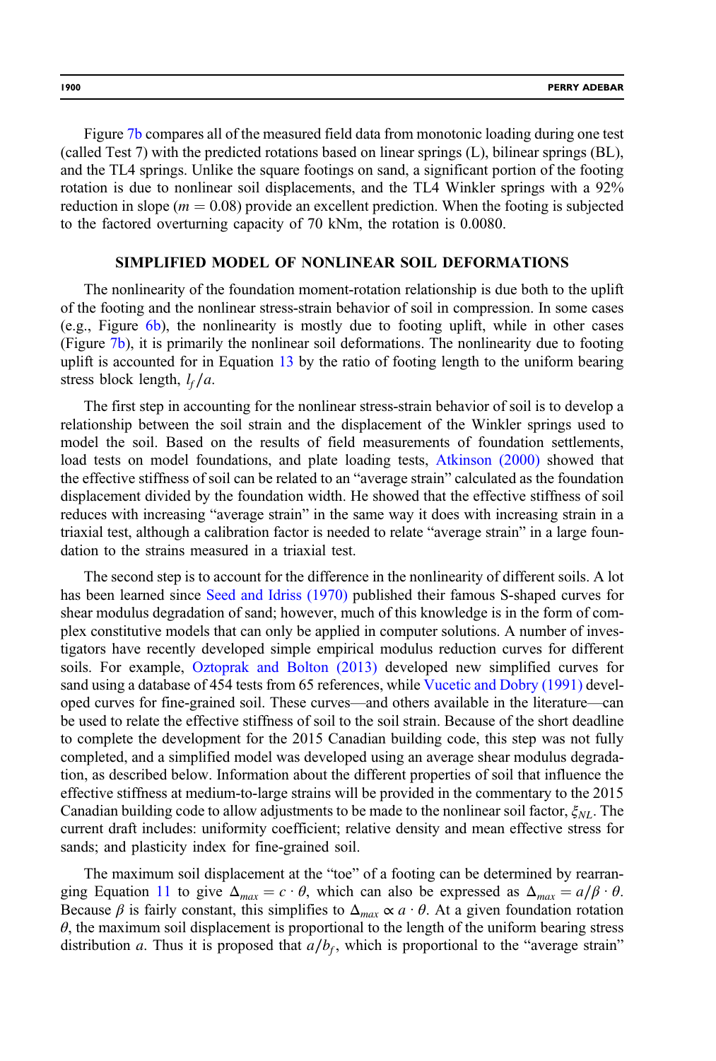Figure 7b compares all of the measured field data from monotonic loading during one test (called Test 7) with the predicted rotations based on linear springs (L), bilinear springs (BL), and the TL4 springs. Unlike the square footings on sand, a significant portion of the footing rotation is due to nonlinear soil displacements, and the TL4 Winkler springs with a 92% reduction in slope ($m = 0.08$) provide an excellent prediction. When the footing is subjected to the factored overturning capacity of 70 kNm, the rotation is 0.0080.

## SIMPLIFIED MODEL OF NONLINEAR SOIL DEFORMATIONS

The nonlinearity of the foundation moment-rotation relationship is due both to the uplift of the footing and the nonlinear stress-strain behavior of soil in compression. In some cases (e.g., Figure 6b), the nonlinearity is mostly due to footing uplift, while in other cases (Figure 7b), it is primarily the nonlinear soil deformations. The nonlinearity due to footing uplift is accounted for in Equation 13 by the ratio of footing length to the uniform bearing stress block length, $l_f/a$.

The first step in accounting for the nonlinear stress-strain behavior of soil is to develop a relationship between the soil strain and the displacement of the Winkler springs used to model the soil. Based on the results of field measurements of foundation settlements, load tests on model foundations, and plate loading tests, Atkinson (2000) showed that the effective stiffness of soil can be related to an "average strain" calculated as the foundation displacement divided by the foundation width. He showed that the effective stiffness of soil reduces with increasing "average strain" in the same way it does with increasing strain in a triaxial test, although a calibration factor is needed to relate "average strain" in a large foundation to the strains measured in a triaxial test.

The second step is to account for the difference in the nonlinearity of different soils. A lot has been learned since Seed and Idriss (1970) published their famous S-shaped curves for shear modulus degradation of sand; however, much of this knowledge is in the form of complex constitutive models that can only be applied in computer solutions. A number of investigators have recently developed simple empirical modulus reduction curves for different soils. For example, Oztoprak and Bolton (2013) developed new simplified curves for sand using a database of 454 tests from 65 references, while Vucetic and Dobry (1991) developed curves for fine-grained soil. These curves—and others available in the literature—can be used to relate the effective stiffness of soil to the soil strain. Because of the short deadline to complete the development for the 2015 Canadian building code, this step was not fully completed, and a simplified model was developed using an average shear modulus degradation, as described below. Information about the different properties of soil that influence the effective stiffness at medium-to-large strains will be provided in the commentary to the 2015 Canadian building code to allow adjustments to be made to the nonlinear soil factor, $\xi_{NL}$. The current draft includes: uniformity coefficient; relative density and mean effective stress for sands; and plasticity index for fine-grained soil.

The maximum soil displacement at the "toe" of a footing can be determined by rearranging Equation 11 to give $\Delta_{max} = c \cdot \theta$, which can also be expressed as $\Delta_{max} = a/\beta \cdot \theta$. Because $\beta$ is fairly constant, this simplifies to $\Delta_{max} \propto a \cdot \theta$. At a given foundation rotation $\theta$, the maximum soil displacement is proportional to the length of the uniform bearing stress distribution $a$. Thus it is proposed that $a/b_f$, which is proportional to the "average strain"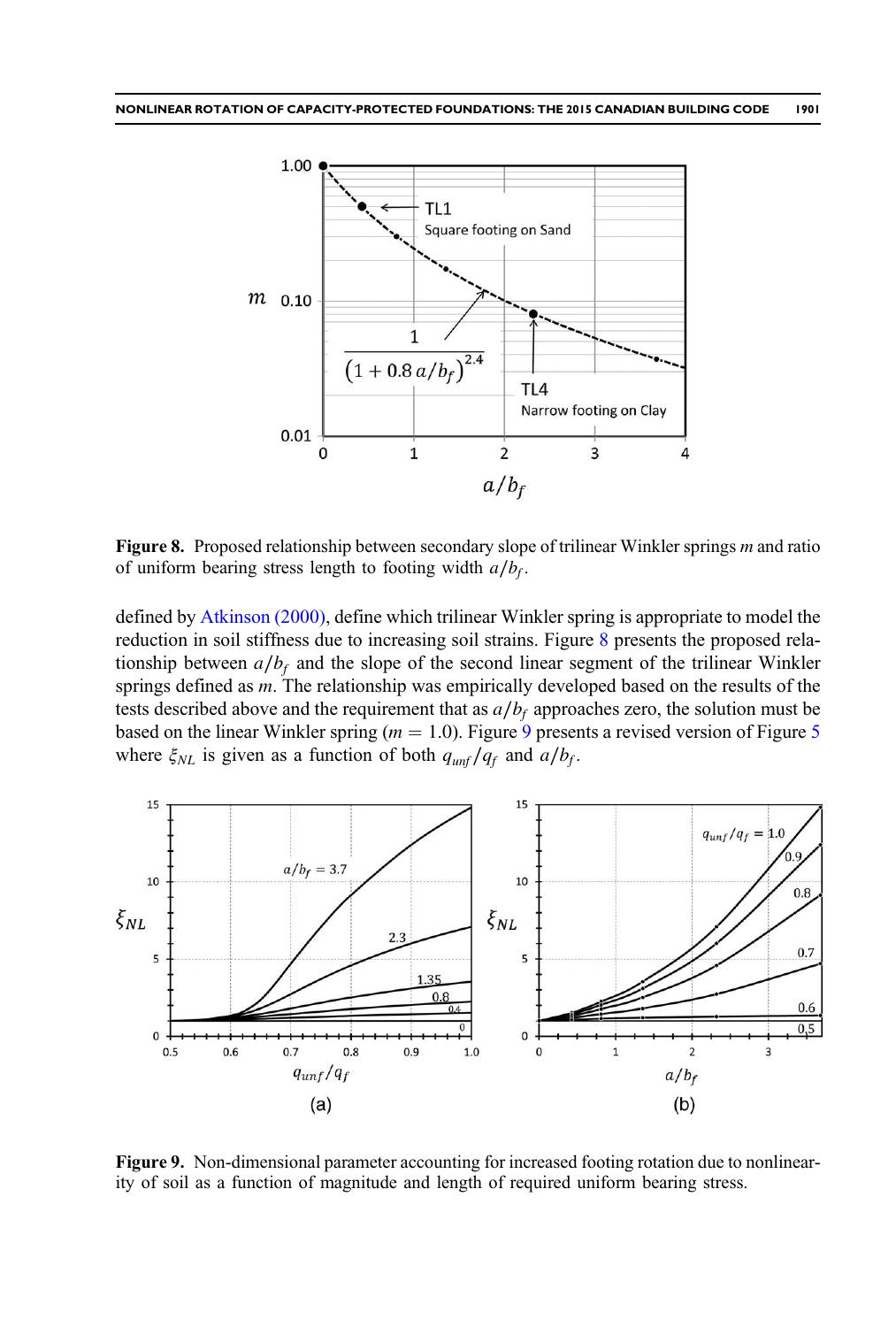**Figure 8.** Proposed relationship between secondary slope of trilinear Winkler springs $m$ and ratio of uniform bearing stress length to footing width $a/b_f$.

defined by Atkinson (2000), define which trilinear Winkler spring is appropriate to model the reduction in soil stiffness due to increasing soil strains. Figure 8 presents the proposed relationship between $a/b_f$ and the slope of the second linear segment of the trilinear Winkler springs defined as $m$. The relationship was empirically developed based on the results of the tests described above and the requirement that as $a/b_f$ approaches zero, the solution must be based on the linear Winkler spring ($m = 1.0$). Figure 9 presents a revised version of Figure 5 where $\xi_{NL}$ is given as a function of both $q_{unf}/q_f$ and $a/b_f$.

**Figure 9.** Non-dimensional parameter accounting for increased footing rotation due to nonlinearity of soil as a function of magnitude and length of required uniform bearing stress.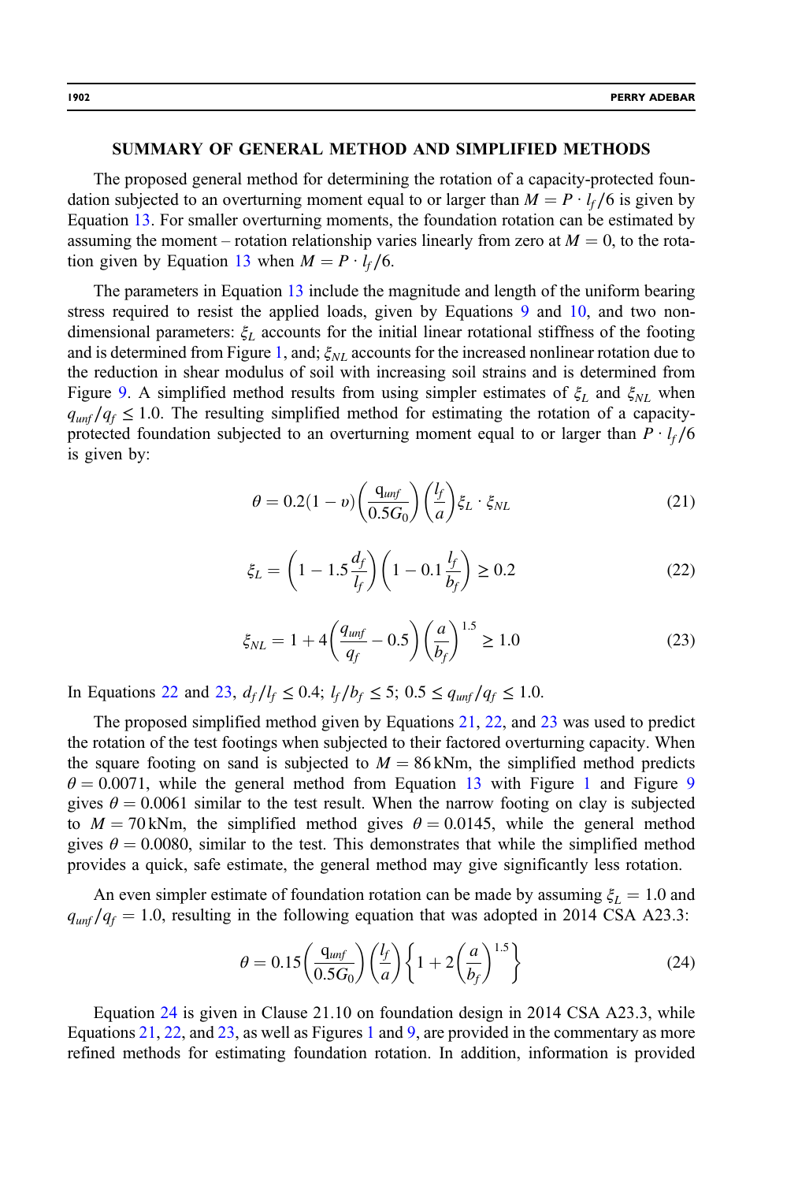### SUMMARY OF GENERAL METHOD AND SIMPLIFIED METHODS

The proposed general method for determining the rotation of a capacity-protected foundation subjected to an overturning moment equal to or larger than $M = P \cdot l_f/6$ is given by Equation 13. For smaller overturning moments, the foundation rotation can be estimated by assuming the moment – rotation relationship varies linearly from zero at $M = 0$, to the rotation given by Equation 13 when $M = P \cdot l_f/6$.

The parameters in Equation 13 include the magnitude and length of the uniform bearing stress required to resist the applied loads, given by Equations 9 and 10, and two non-dimensional parameters: $\xi_L$ accounts for the initial linear rotational stiffness of the footing and is determined from Figure 1, and; $\xi_{NL}$ accounts for the increased nonlinear rotation due to the reduction in shear modulus of soil with increasing soil strains and is determined from Figure 9. A simplified method results from using simpler estimates of $\xi_L$ and $\xi_{NL}$ when $q_{unf}/q_f \leq 1.0$. The resulting simplified method for estimating the rotation of a capacity-protected foundation subjected to an overturning moment equal to or larger than $P \cdot l_f/6$ is given by:

$$\theta = 0.2(1-\upsilon)\left(\frac{q_{unf}}{0.5G_0}\right)\left(\frac{l_f}{a}\right)\xi_L \cdot \xi_{NL} \tag{21}$$

$$\xi_L = \left(1 - 1.5\frac{d_f}{l_f}\right)\left(1 - 0.1\frac{l_f}{b_f}\right) \geq 0.2 \tag{22}$$

$$\xi_{NL} = 1 + 4\left(\frac{q_{unf}}{q_f} - 0.5\right)\left(\frac{a}{b_f}\right)^{1.5} \geq 1.0 \tag{23}$$

In Equations 22 and 23, $d_f/l_f \leq 0.4$; $l_f/b_f \leq 5$; $0.5 \leq q_{unf}/q_f \leq 1.0$.

The proposed simplified method given by Equations 21, 22, and 23 was used to predict the rotation of the test footings when subjected to their factored overturning capacity. When the square footing on sand is subjected to $M = 86\,\text{kNm}$, the simplified method predicts $\theta = 0.0071$, while the general method from Equation 13 with Figure 1 and Figure 9 gives $\theta = 0.0061$ similar to the test result. When the narrow footing on clay is subjected to $M = 70\,\text{kNm}$, the simplified method gives $\theta = 0.0145$, while the general method gives $\theta = 0.0080$, similar to the test. This demonstrates that while the simplified method provides a quick, safe estimate, the general method may give significantly less rotation.

An even simpler estimate of foundation rotation can be made by assuming $\xi_L = 1.0$ and $q_{unf}/q_f = 1.0$, resulting in the following equation that was adopted in 2014 CSA A23.3:

$$\theta = 0.15\left(\frac{q_{unf}}{0.5G_0}\right)\left(\frac{l_f}{a}\right)\left\{1 + 2\left(\frac{a}{b_f}\right)^{1.5}\right\} \tag{24}$$

Equation 24 is given in Clause 21.10 on foundation design in 2014 CSA A23.3, while Equations 21, 22, and 23, as well as Figures 1 and 9, are provided in the commentary as more refined methods for estimating foundation rotation. In addition, information is provided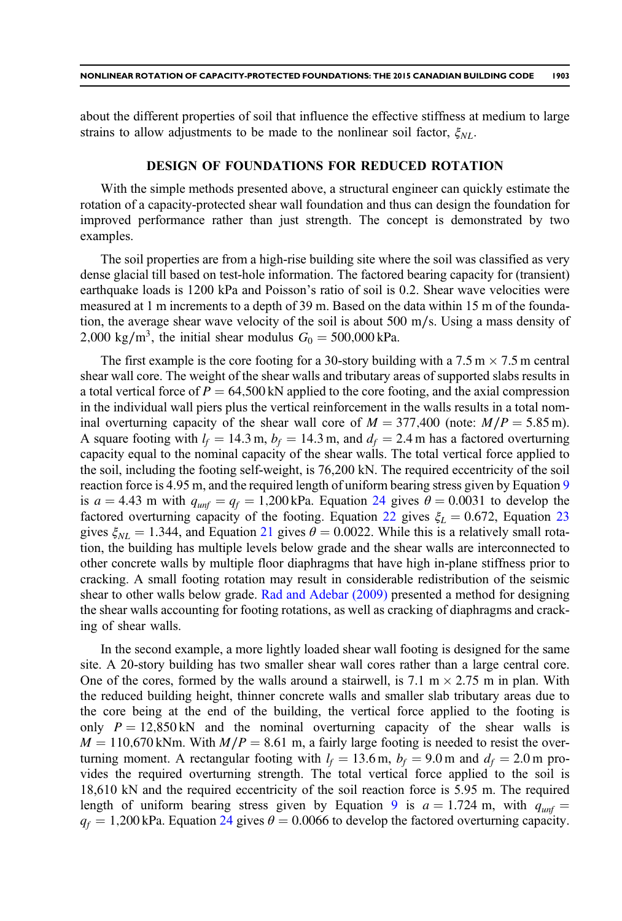about the different properties of soil that influence the effective stiffness at medium to large strains to allow adjustments to be made to the nonlinear soil factor, $\xi_{NL}$.

## DESIGN OF FOUNDATIONS FOR REDUCED ROTATION

With the simple methods presented above, a structural engineer can quickly estimate the rotation of a capacity-protected shear wall foundation and thus can design the foundation for improved performance rather than just strength. The concept is demonstrated by two examples.

The soil properties are from a high-rise building site where the soil was classified as very dense glacial till based on test-hole information. The factored bearing capacity for (transient) earthquake loads is 1200 kPa and Poisson's ratio of soil is 0.2. Shear wave velocities were measured at 1 m increments to a depth of 39 m. Based on the data within 15 m of the foundation, the average shear wave velocity of the soil is about 500 m/s. Using a mass density of 2,000 kg/m$^3$, the initial shear modulus $G_0 = 500{,}000$ kPa.

The first example is the core footing for a 30-story building with a 7.5 m × 7.5 m central shear wall core. The weight of the shear walls and tributary areas of supported slabs results in a total vertical force of $P = 64{,}500$ kN applied to the core footing, and the axial compression in the individual wall piers plus the vertical reinforcement in the walls results in a total nominal overturning capacity of the shear wall core of $M = 377{,}400$ (note: $M/P = 5.85$ m). A square footing with $l_f = 14.3$ m, $b_f = 14.3$ m, and $d_f = 2.4$ m has a factored overturning capacity equal to the nominal capacity of the shear walls. The total vertical force applied to the soil, including the footing self-weight, is 76,200 kN. The required eccentricity of the soil reaction force is 4.95 m, and the required length of uniform bearing stress given by Equation 9 is $a = 4.43$ m with $q_{unf} = q_f = 1{,}200$ kPa. Equation 24 gives $\theta = 0.0031$ to develop the factored overturning capacity of the footing. Equation 22 gives $\xi_L = 0.672$, Equation 23 gives $\xi_{NL} = 1.344$, and Equation 21 gives $\theta = 0.0022$. While this is a relatively small rotation, the building has multiple levels below grade and the shear walls are interconnected to other concrete walls by multiple floor diaphragms that have high in-plane stiffness prior to cracking. A small footing rotation may result in considerable redistribution of the seismic shear to other walls below grade. Rad and Adebar (2009) presented a method for designing the shear walls accounting for footing rotations, as well as cracking of diaphragms and cracking of shear walls.

In the second example, a more lightly loaded shear wall footing is designed for the same site. A 20-story building has two smaller shear wall cores rather than a large central core. One of the cores, formed by the walls around a stairwell, is 7.1 m × 2.75 m in plan. With the reduced building height, thinner concrete walls and smaller slab tributary areas due to the core being at the end of the building, the vertical force applied to the footing is only $P = 12{,}850$ kN and the nominal overturning capacity of the shear walls is $M = 110{,}670$ kNm. With $M/P = 8.61$ m, a fairly large footing is needed to resist the overturning moment. A rectangular footing with $l_f = 13.6$ m, $b_f = 9.0$ m and $d_f = 2.0$ m provides the required overturning strength. The total vertical force applied to the soil is 18,610 kN and the required eccentricity of the soil reaction force is 5.95 m. The required length of uniform bearing stress given by Equation 9 is $a = 1.724$ m, with $q_{unf} = q_f = 1{,}200$ kPa. Equation 24 gives $\theta = 0.0066$ to develop the factored overturning capacity.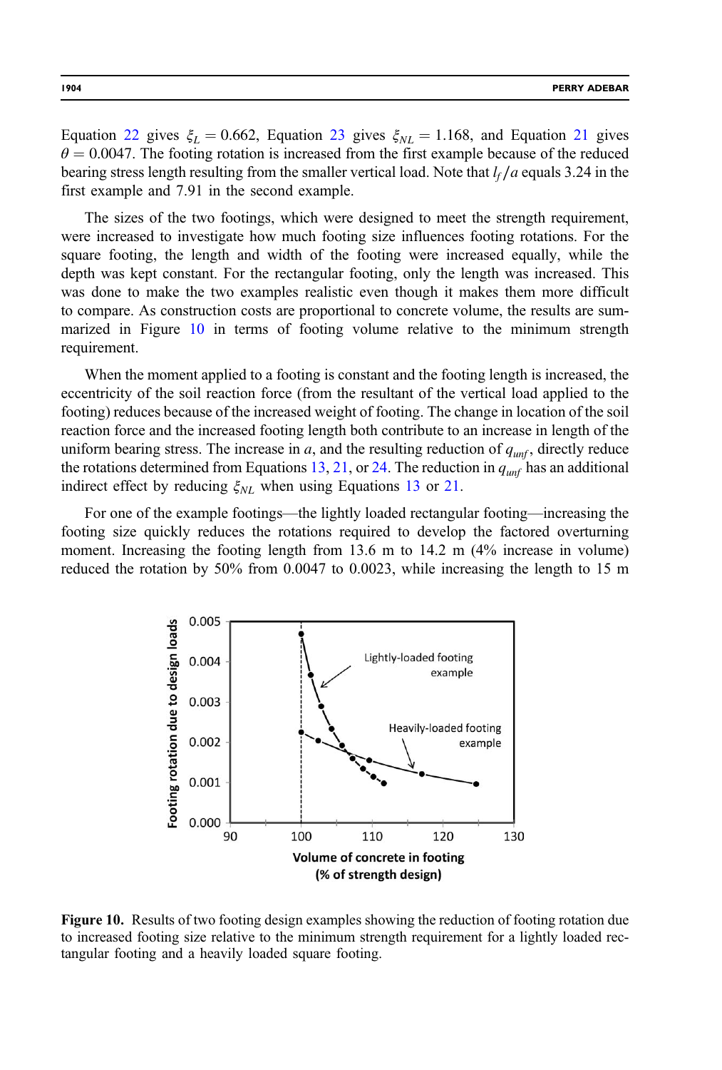Equation 22 gives $\xi_L = 0.662$, Equation 23 gives $\xi_{NL} = 1.168$, and Equation 21 gives $\theta = 0.0047$. The footing rotation is increased from the first example because of the reduced bearing stress length resulting from the smaller vertical load. Note that $l_f/a$ equals 3.24 in the first example and 7.91 in the second example.

The sizes of the two footings, which were designed to meet the strength requirement, were increased to investigate how much footing size influences footing rotations. For the square footing, the length and width of the footing were increased equally, while the depth was kept constant. For the rectangular footing, only the length was increased. This was done to make the two examples realistic even though it makes them more difficult to compare. As construction costs are proportional to concrete volume, the results are summarized in Figure 10 in terms of footing volume relative to the minimum strength requirement.

When the moment applied to a footing is constant and the footing length is increased, the eccentricity of the soil reaction force (from the resultant of the vertical load applied to the footing) reduces because of the increased weight of footing. The change in location of the soil reaction force and the increased footing length both contribute to an increase in length of the uniform bearing stress. The increase in $a$, and the resulting reduction of $q_{unf}$, directly reduce the rotations determined from Equations 13, 21, or 24. The reduction in $q_{unf}$ has an additional indirect effect by reducing $\xi_{NL}$ when using Equations 13 or 21.

For one of the example footings—the lightly loaded rectangular footing—increasing the footing size quickly reduces the rotations required to develop the factored overturning moment. Increasing the footing length from 13.6 m to 14.2 m (4% increase in volume) reduced the rotation by 50% from 0.0047 to 0.0023, while increasing the length to 15 m

**Figure 10.** Results of two footing design examples showing the reduction of footing rotation due to increased footing size relative to the minimum strength requirement for a lightly loaded rectangular footing and a heavily loaded square footing.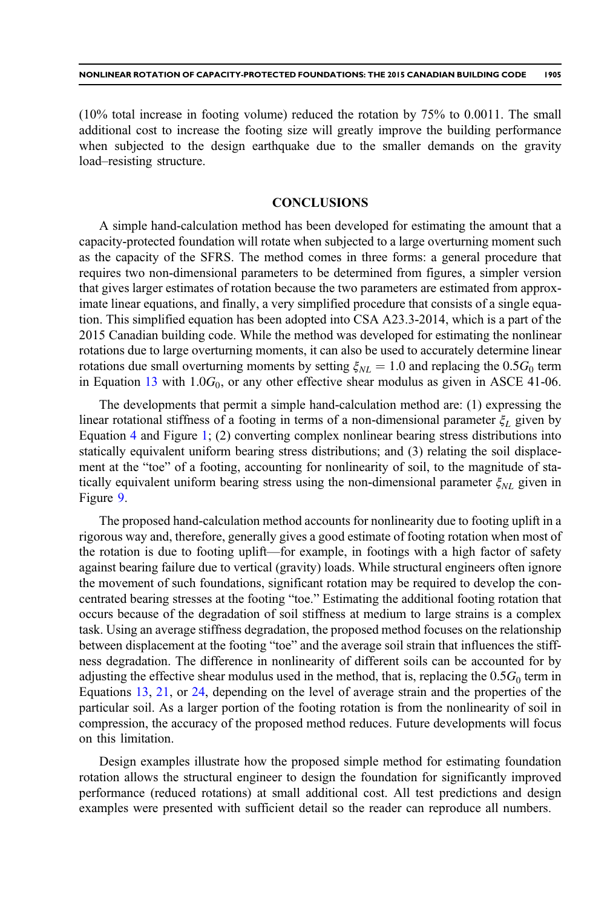(10% total increase in footing volume) reduced the rotation by 75% to 0.0011. The small additional cost to increase the footing size will greatly improve the building performance when subjected to the design earthquake due to the smaller demands on the gravity load–resisting structure.

## CONCLUSIONS

A simple hand-calculation method has been developed for estimating the amount that a capacity-protected foundation will rotate when subjected to a large overturning moment such as the capacity of the SFRS. The method comes in three forms: a general procedure that requires two non-dimensional parameters to be determined from figures, a simpler version that gives larger estimates of rotation because the two parameters are estimated from approximate linear equations, and finally, a very simplified procedure that consists of a single equation. This simplified equation has been adopted into CSA A23.3-2014, which is a part of the 2015 Canadian building code. While the method was developed for estimating the nonlinear rotations due to large overturning moments, it can also be used to accurately determine linear rotations due small overturning moments by setting $\xi_{NL} = 1.0$ and replacing the $0.5G_0$ term in Equation 13 with $1.0G_0$, or any other effective shear modulus as given in ASCE 41-06.

The developments that permit a simple hand-calculation method are: (1) expressing the linear rotational stiffness of a footing in terms of a non-dimensional parameter $\xi_L$ given by Equation 4 and Figure 1; (2) converting complex nonlinear bearing stress distributions into statically equivalent uniform bearing stress distributions; and (3) relating the soil displacement at the "toe" of a footing, accounting for nonlinearity of soil, to the magnitude of statically equivalent uniform bearing stress using the non-dimensional parameter $\xi_{NL}$ given in Figure 9.

The proposed hand-calculation method accounts for nonlinearity due to footing uplift in a rigorous way and, therefore, generally gives a good estimate of footing rotation when most of the rotation is due to footing uplift—for example, in footings with a high factor of safety against bearing failure due to vertical (gravity) loads. While structural engineers often ignore the movement of such foundations, significant rotation may be required to develop the concentrated bearing stresses at the footing "toe." Estimating the additional footing rotation that occurs because of the degradation of soil stiffness at medium to large strains is a complex task. Using an average stiffness degradation, the proposed method focuses on the relationship between displacement at the footing "toe" and the average soil strain that influences the stiffness degradation. The difference in nonlinearity of different soils can be accounted for by adjusting the effective shear modulus used in the method, that is, replacing the $0.5G_0$ term in Equations 13, 21, or 24, depending on the level of average strain and the properties of the particular soil. As a larger portion of the footing rotation is from the nonlinearity of soil in compression, the accuracy of the proposed method reduces. Future developments will focus on this limitation.

Design examples illustrate how the proposed simple method for estimating foundation rotation allows the structural engineer to design the foundation for significantly improved performance (reduced rotations) at small additional cost. All test predictions and design examples were presented with sufficient detail so the reader can reproduce all numbers.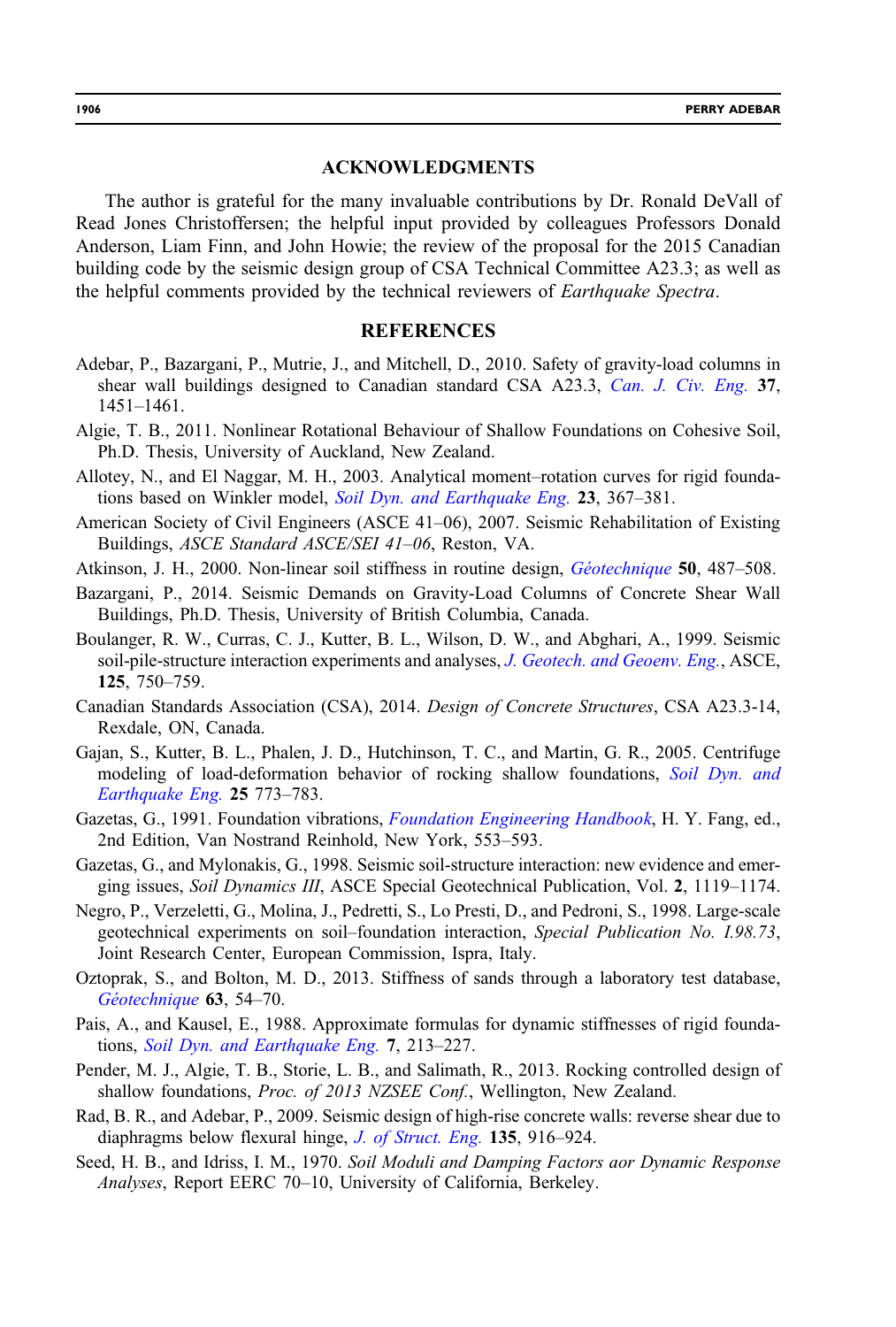## ACKNOWLEDGMENTS

The author is grateful for the many invaluable contributions by Dr. Ronald DeVall of Read Jones Christoffersen; the helpful input provided by colleagues Professors Donald Anderson, Liam Finn, and John Howie; the review of the proposal for the 2015 Canadian building code by the seismic design group of CSA Technical Committee A23.3; as well as the helpful comments provided by the technical reviewers of *Earthquake Spectra*.

## REFERENCES

Adebar, P., Bazargani, P., Mutrie, J., and Mitchell, D., 2010. Safety of gravity-load columns in shear wall buildings designed to Canadian standard CSA A23.3, *Can. J. Civ. Eng.* **37**, 1451–1461.

Algie, T. B., 2011. Nonlinear Rotational Behaviour of Shallow Foundations on Cohesive Soil, Ph.D. Thesis, University of Auckland, New Zealand.

Allotey, N., and El Naggar, M. H., 2003. Analytical moment–rotation curves for rigid foundations based on Winkler model, *Soil Dyn. and Earthquake Eng.* **23**, 367–381.

American Society of Civil Engineers (ASCE 41–06), 2007. Seismic Rehabilitation of Existing Buildings, *ASCE Standard ASCE/SEI 41–06*, Reston, VA.

Atkinson, J. H., 2000. Non-linear soil stiffness in routine design, *Géotechnique* **50**, 487–508.

Bazargani, P., 2014. Seismic Demands on Gravity-Load Columns of Concrete Shear Wall Buildings, Ph.D. Thesis, University of British Columbia, Canada.

Boulanger, R. W., Curras, C. J., Kutter, B. L., Wilson, D. W., and Abghari, A., 1999. Seismic soil-pile-structure interaction experiments and analyses, *J. Geotech. and Geoenv. Eng.*, ASCE, **125**, 750–759.

Canadian Standards Association (CSA), 2014. *Design of Concrete Structures*, CSA A23.3-14, Rexdale, ON, Canada.

Gajan, S., Kutter, B. L., Phalen, J. D., Hutchinson, T. C., and Martin, G. R., 2005. Centrifuge modeling of load-deformation behavior of rocking shallow foundations, *Soil Dyn. and Earthquake Eng.* **25** 773–783.

Gazetas, G., 1991. Foundation vibrations, *Foundation Engineering Handbook*, H. Y. Fang, ed., 2nd Edition, Van Nostrand Reinhold, New York, 553–593.

Gazetas, G., and Mylonakis, G., 1998. Seismic soil-structure interaction: new evidence and emerging issues, *Soil Dynamics III*, ASCE Special Geotechnical Publication, Vol. **2**, 1119–1174.

Negro, P., Verzeletti, G., Molina, J., Pedretti, S., Lo Presti, D., and Pedroni, S., 1998. Large-scale geotechnical experiments on soil–foundation interaction, *Special Publication No. I.98.73*, Joint Research Center, European Commission, Ispra, Italy.

Oztoprak, S., and Bolton, M. D., 2013. Stiffness of sands through a laboratory test database, *Géotechnique* **63**, 54–70.

Pais, A., and Kausel, E., 1988. Approximate formulas for dynamic stiffnesses of rigid foundations, *Soil Dyn. and Earthquake Eng.* **7**, 213–227.

Pender, M. J., Algie, T. B., Storie, L. B., and Salimath, R., 2013. Rocking controlled design of shallow foundations, *Proc. of 2013 NZSEE Conf.*, Wellington, New Zealand.

Rad, B. R., and Adebar, P., 2009. Seismic design of high-rise concrete walls: reverse shear due to diaphragms below flexural hinge, *J. of Struct. Eng.* **135**, 916–924.

Seed, H. B., and Idriss, I. M., 1970. *Soil Moduli and Damping Factors aor Dynamic Response Analyses*, Report EERC 70–10, University of California, Berkeley.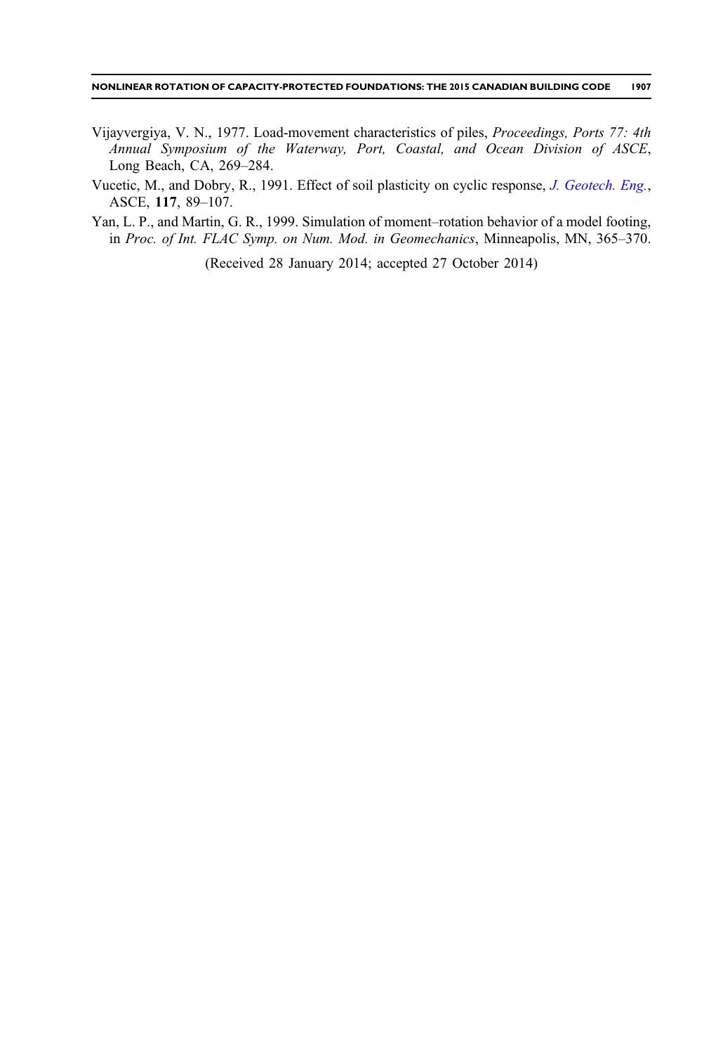Vijayvergiya, V. N., 1977. Load-movement characteristics of piles, *Proceedings, Ports 77: 4th Annual Symposium of the Waterway, Port, Coastal, and Ocean Division of ASCE*, Long Beach, CA, 269–284.

Vucetic, M., and Dobry, R., 1991. Effect of soil plasticity on cyclic response, *J. Geotech. Eng.*, ASCE, **117**, 89–107.

Yan, L. P., and Martin, G. R., 1999. Simulation of moment–rotation behavior of a model footing, in *Proc. of Int. FLAC Symp. on Num. Mod. in Geomechanics*, Minneapolis, MN, 365–370.

(Received 28 January 2014; accepted 27 October 2014)